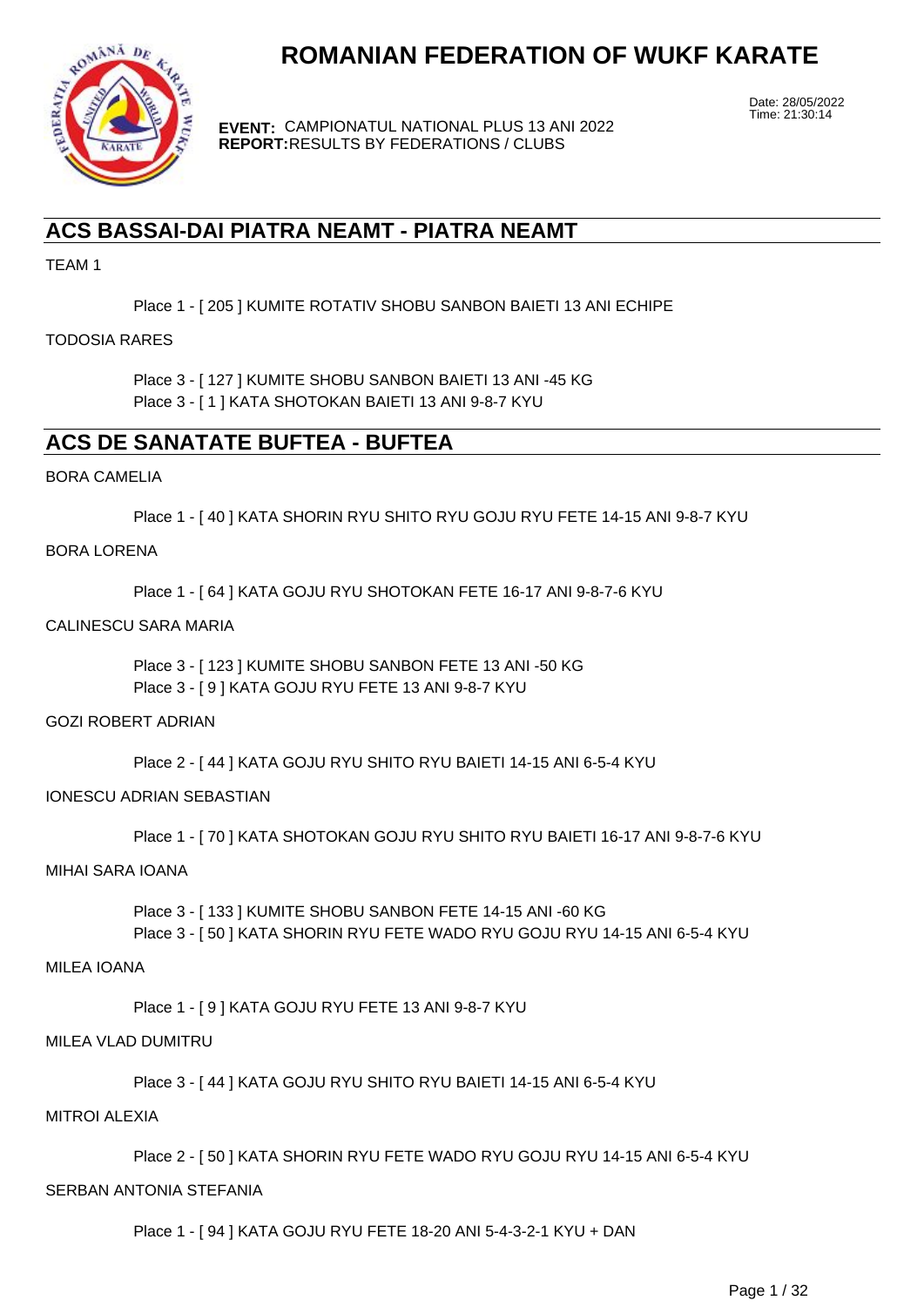# ROMANIAN FEDERATION OF WUKF KARATE

Date: 28/05/2022
Time: 21:30:14

**EVENT:** CAMPIONATUL NATIONAL PLUS 13 ANI 2022
**REPORT:** RESULTS BY FEDERATIONS / CLUBS

## ACS BASSAI-DAI PIATRA NEAMT - PIATRA NEAMT

TEAM 1

Place 1 - [ 205 ] KUMITE ROTATIV SHOBU SANBON BAIETI 13 ANI ECHIPE

TODOSIA RARES

Place 3 - [ 127 ] KUMITE SHOBU SANBON BAIETI 13 ANI -45 KG
Place 3 - [ 1 ] KATA SHOTOKAN BAIETI 13 ANI 9-8-7 KYU

## ACS DE SANATATE BUFTEA - BUFTEA

BORA CAMELIA

Place 1 - [ 40 ] KATA SHORIN RYU SHITO RYU GOJU RYU FETE 14-15 ANI 9-8-7 KYU

BORA LORENA

Place 1 - [ 64 ] KATA GOJU RYU SHOTOKAN FETE 16-17 ANI 9-8-7-6 KYU

CALINESCU SARA MARIA

Place 3 - [ 123 ] KUMITE SHOBU SANBON FETE 13 ANI -50 KG
Place 3 - [ 9 ] KATA GOJU RYU FETE 13 ANI 9-8-7 KYU

GOZI ROBERT ADRIAN

Place 2 - [ 44 ] KATA GOJU RYU SHITO RYU BAIETI 14-15 ANI 6-5-4 KYU

IONESCU ADRIAN SEBASTIAN

Place 1 - [ 70 ] KATA SHOTOKAN GOJU RYU SHITO RYU BAIETI 16-17 ANI 9-8-7-6 KYU

MIHAI SARA IOANA

Place 3 - [ 133 ] KUMITE SHOBU SANBON FETE 14-15 ANI -60 KG
Place 3 - [ 50 ] KATA SHORIN RYU FETE WADO RYU GOJU RYU 14-15 ANI 6-5-4 KYU

MILEA IOANA

Place 1 - [ 9 ] KATA GOJU RYU FETE 13 ANI 9-8-7 KYU

MILEA VLAD DUMITRU

Place 3 - [ 44 ] KATA GOJU RYU SHITO RYU BAIETI 14-15 ANI 6-5-4 KYU

MITROI ALEXIA

Place 2 - [ 50 ] KATA SHORIN RYU FETE WADO RYU GOJU RYU 14-15 ANI 6-5-4 KYU

SERBAN ANTONIA STEFANIA

Place 1 - [ 94 ] KATA GOJU RYU FETE 18-20 ANI 5-4-3-2-1 KYU + DAN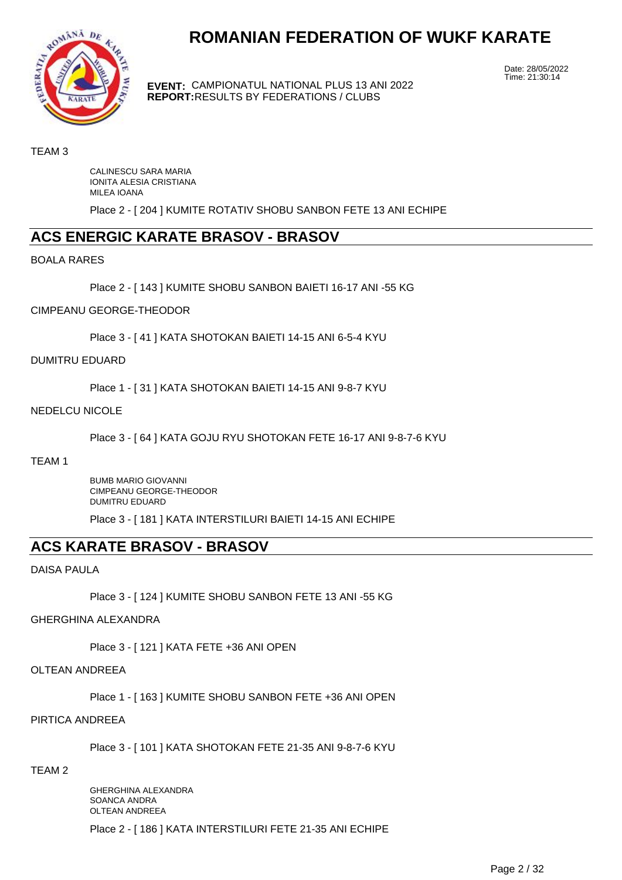# ROMANIAN FEDERATION OF WUKF KARATE

**EVENT:** CAMPIONATUL NATIONAL PLUS 13 ANI 2022
**REPORT:** RESULTS BY FEDERATIONS / CLUBS

Date: 28/05/2022
Time: 21:30:14

TEAM 3

CALINESCU SARA MARIA
IONITA ALESIA CRISTIANA
MILEA IOANA

Place 2 - [ 204 ] KUMITE ROTATIV SHOBU SANBON FETE 13 ANI ECHIPE

## ACS ENERGIC KARATE BRASOV - BRASOV

BOALA RARES

Place 2 - [ 143 ] KUMITE SHOBU SANBON BAIETI 16-17 ANI -55 KG

CIMPEANU GEORGE-THEODOR

Place 3 - [ 41 ] KATA SHOTOKAN BAIETI 14-15 ANI 6-5-4 KYU

DUMITRU EDUARD

Place 1 - [ 31 ] KATA SHOTOKAN BAIETI 14-15 ANI 9-8-7 KYU

NEDELCU NICOLE

Place 3 - [ 64 ] KATA GOJU RYU SHOTOKAN FETE 16-17 ANI 9-8-7-6 KYU

TEAM 1

BUMB MARIO GIOVANNI
CIMPEANU GEORGE-THEODOR
DUMITRU EDUARD

Place 3 - [ 181 ] KATA INTERSTILURI BAIETI 14-15 ANI ECHIPE

## ACS KARATE BRASOV - BRASOV

DAISA PAULA

Place 3 - [ 124 ] KUMITE SHOBU SANBON FETE 13 ANI -55 KG

GHERGHINA ALEXANDRA

Place 3 - [ 121 ] KATA FETE +36 ANI OPEN

OLTEAN ANDREEA

Place 1 - [ 163 ] KUMITE SHOBU SANBON FETE +36 ANI OPEN

PIRTICA ANDREEA

Place 3 - [ 101 ] KATA SHOTOKAN FETE 21-35 ANI 9-8-7-6 KYU

TEAM 2

GHERGHINA ALEXANDRA
SOANCA ANDRA
OLTEAN ANDREEA

Place 2 - [ 186 ] KATA INTERSTILURI FETE 21-35 ANI ECHIPE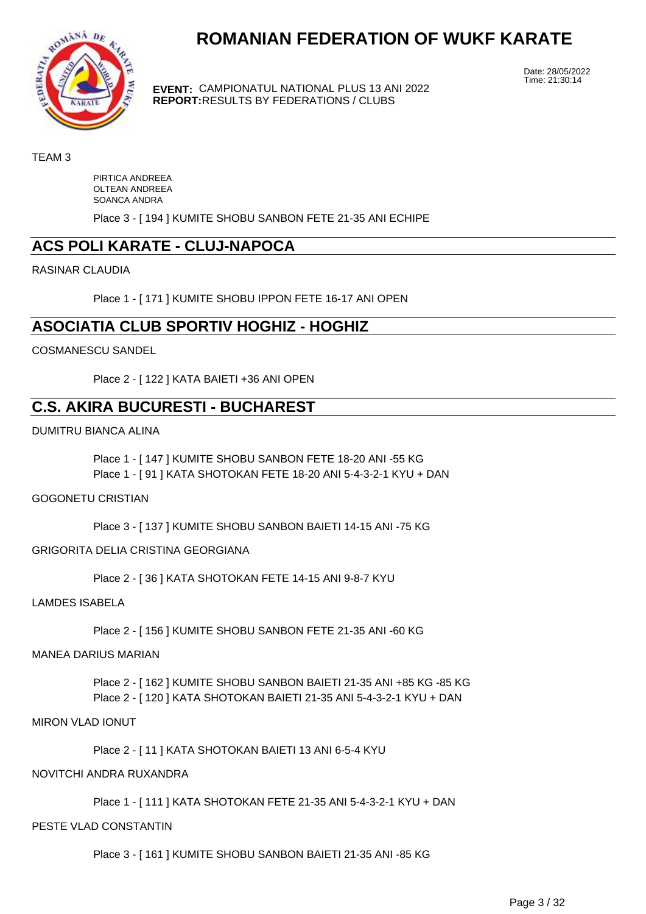# ROMANIAN FEDERATION OF WUKF KARATE

**EVENT:** CAMPIONATUL NATIONAL PLUS 13 ANI 2022
**REPORT:** RESULTS BY FEDERATIONS / CLUBS

Date: 28/05/2022
Time: 21:30:14

TEAM 3

PIRTICA ANDREEA
OLTEAN ANDREEA
SOANCA ANDRA

Place 3 - [ 194 ] KUMITE SHOBU SANBON FETE 21-35 ANI ECHIPE

## ACS POLI KARATE - CLUJ-NAPOCA

RASINAR CLAUDIA

Place 1 - [ 171 ] KUMITE SHOBU IPPON FETE 16-17 ANI OPEN

## ASOCIATIA CLUB SPORTIV HOGHIZ - HOGHIZ

COSMANESCU SANDEL

Place 2 - [ 122 ] KATA BAIETI +36 ANI OPEN

## C.S. AKIRA BUCURESTI - BUCHAREST

DUMITRU BIANCA ALINA

Place 1 - [ 147 ] KUMITE SHOBU SANBON FETE 18-20 ANI -55 KG
Place 1 - [ 91 ] KATA SHOTOKAN FETE 18-20 ANI 5-4-3-2-1 KYU + DAN

GOGONETU CRISTIAN

Place 3 - [ 137 ] KUMITE SHOBU SANBON BAIETI 14-15 ANI -75 KG

GRIGORITA DELIA CRISTINA GEORGIANA

Place 2 - [ 36 ] KATA SHOTOKAN FETE 14-15 ANI 9-8-7 KYU

LAMDES ISABELA

Place 2 - [ 156 ] KUMITE SHOBU SANBON FETE 21-35 ANI -60 KG

MANEA DARIUS MARIAN

Place 2 - [ 162 ] KUMITE SHOBU SANBON BAIETI 21-35 ANI +85 KG -85 KG
Place 2 - [ 120 ] KATA SHOTOKAN BAIETI 21-35 ANI 5-4-3-2-1 KYU + DAN

MIRON VLAD IONUT

Place 2 - [ 11 ] KATA SHOTOKAN BAIETI 13 ANI 6-5-4 KYU

NOVITCHI ANDRA RUXANDRA

Place 1 - [ 111 ] KATA SHOTOKAN FETE 21-35 ANI 5-4-3-2-1 KYU + DAN

PESTE VLAD CONSTANTIN

Place 3 - [ 161 ] KUMITE SHOBU SANBON BAIETI 21-35 ANI -85 KG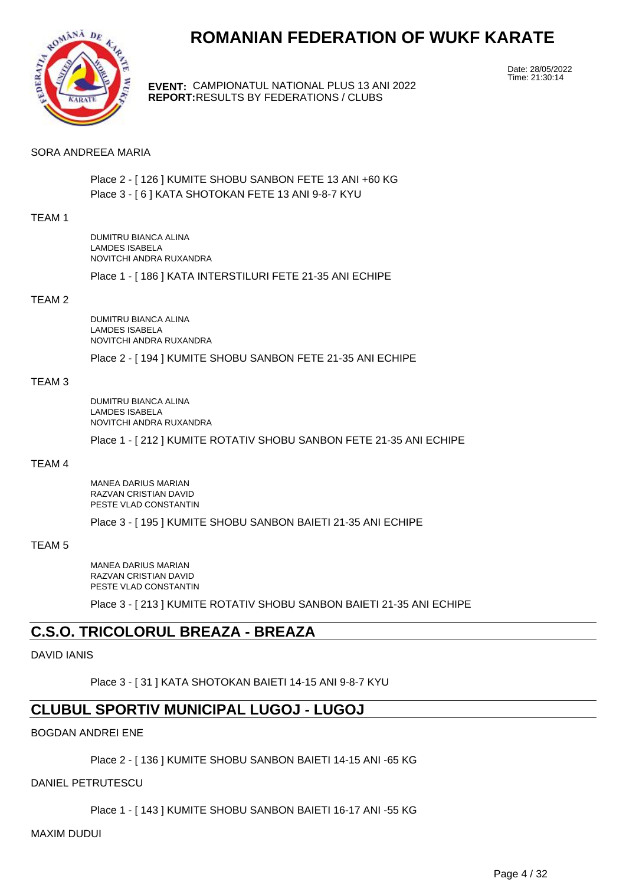# ROMANIAN FEDERATION OF WUKF KARATE

**EVENT:** CAMPIONATUL NATIONAL PLUS 13 ANI 2022
**REPORT:** RESULTS BY FEDERATIONS / CLUBS

Date: 28/05/2022
Time: 21:30:14

SORA ANDREEA MARIA

Place 2 - [ 126 ] KUMITE SHOBU SANBON FETE 13 ANI +60 KG
Place 3 - [ 6 ] KATA SHOTOKAN FETE 13 ANI 9-8-7 KYU

TEAM 1

DUMITRU BIANCA ALINA
LAMDES ISABELA
NOVITCHI ANDRA RUXANDRA

Place 1 - [ 186 ] KATA INTERSTILURI FETE 21-35 ANI ECHIPE

TEAM 2

DUMITRU BIANCA ALINA
LAMDES ISABELA
NOVITCHI ANDRA RUXANDRA

Place 2 - [ 194 ] KUMITE SHOBU SANBON FETE 21-35 ANI ECHIPE

TEAM 3

DUMITRU BIANCA ALINA
LAMDES ISABELA
NOVITCHI ANDRA RUXANDRA

Place 1 - [ 212 ] KUMITE ROTATIV SHOBU SANBON FETE 21-35 ANI ECHIPE

TEAM 4

MANEA DARIUS MARIAN
RAZVAN CRISTIAN DAVID
PESTE VLAD CONSTANTIN

Place 3 - [ 195 ] KUMITE SHOBU SANBON BAIETI 21-35 ANI ECHIPE

TEAM 5

MANEA DARIUS MARIAN
RAZVAN CRISTIAN DAVID
PESTE VLAD CONSTANTIN

Place 3 - [ 213 ] KUMITE ROTATIV SHOBU SANBON BAIETI 21-35 ANI ECHIPE

## C.S.O. TRICOLORUL BREAZA - BREAZA

DAVID IANIS

Place 3 - [ 31 ] KATA SHOTOKAN BAIETI 14-15 ANI 9-8-7 KYU

## CLUBUL SPORTIV MUNICIPAL LUGOJ - LUGOJ

BOGDAN ANDREI ENE

Place 2 - [ 136 ] KUMITE SHOBU SANBON BAIETI 14-15 ANI -65 KG

DANIEL PETRUTESCU

Place 1 - [ 143 ] KUMITE SHOBU SANBON BAIETI 16-17 ANI -55 KG

MAXIM DUDUI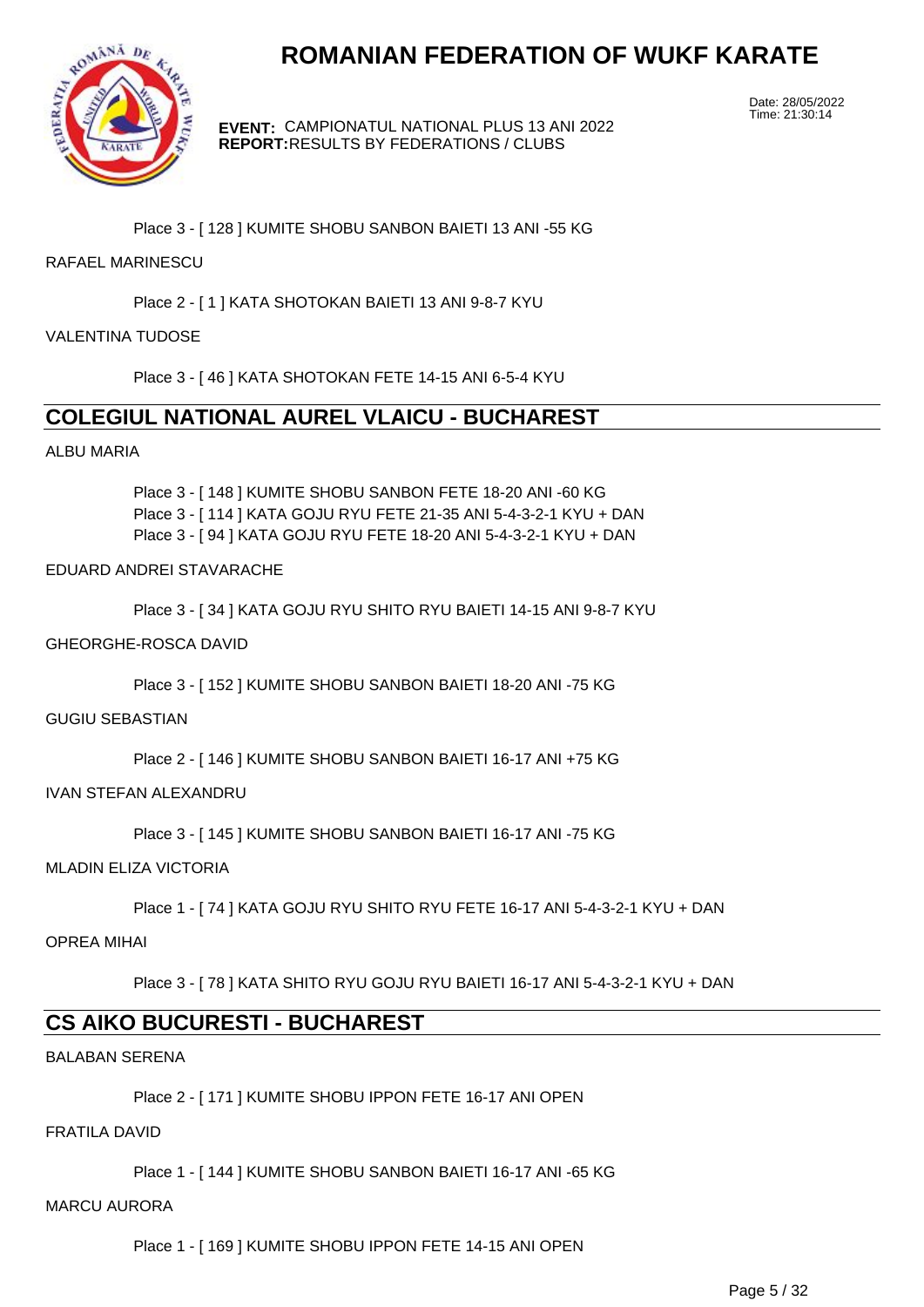Place 3 - [ 128 ] KUMITE SHOBU SANBON BAIETI 13 ANI -55 KG

RAFAEL MARINESCU

Place 2 - [ 1 ] KATA SHOTOKAN BAIETI 13 ANI 9-8-7 KYU

VALENTINA TUDOSE

Place 3 - [ 46 ] KATA SHOTOKAN FETE 14-15 ANI 6-5-4 KYU

## COLEGIUL NATIONAL AUREL VLAICU - BUCHAREST

ALBU MARIA

Place 3 - [ 148 ] KUMITE SHOBU SANBON FETE 18-20 ANI -60 KG
Place 3 - [ 114 ] KATA GOJU RYU FETE 21-35 ANI 5-4-3-2-1 KYU + DAN
Place 3 - [ 94 ] KATA GOJU RYU FETE 18-20 ANI 5-4-3-2-1 KYU + DAN

EDUARD ANDREI STAVARACHE

Place 3 - [ 34 ] KATA GOJU RYU SHITO RYU BAIETI 14-15 ANI 9-8-7 KYU

GHEORGHE-ROSCA DAVID

Place 3 - [ 152 ] KUMITE SHOBU SANBON BAIETI 18-20 ANI -75 KG

GUGIU SEBASTIAN

Place 2 - [ 146 ] KUMITE SHOBU SANBON BAIETI 16-17 ANI +75 KG

IVAN STEFAN ALEXANDRU

Place 3 - [ 145 ] KUMITE SHOBU SANBON BAIETI 16-17 ANI -75 KG

MLADIN ELIZA VICTORIA

Place 1 - [ 74 ] KATA GOJU RYU SHITO RYU FETE 16-17 ANI 5-4-3-2-1 KYU + DAN

OPREA MIHAI

Place 3 - [ 78 ] KATA SHITO RYU GOJU RYU BAIETI 16-17 ANI 5-4-3-2-1 KYU + DAN

## CS AIKO BUCURESTI - BUCHAREST

BALABAN SERENA

Place 2 - [ 171 ] KUMITE SHOBU IPPON FETE 16-17 ANI OPEN

FRATILA DAVID

Place 1 - [ 144 ] KUMITE SHOBU SANBON BAIETI 16-17 ANI -65 KG

MARCU AURORA

Place 1 - [ 169 ] KUMITE SHOBU IPPON FETE 14-15 ANI OPEN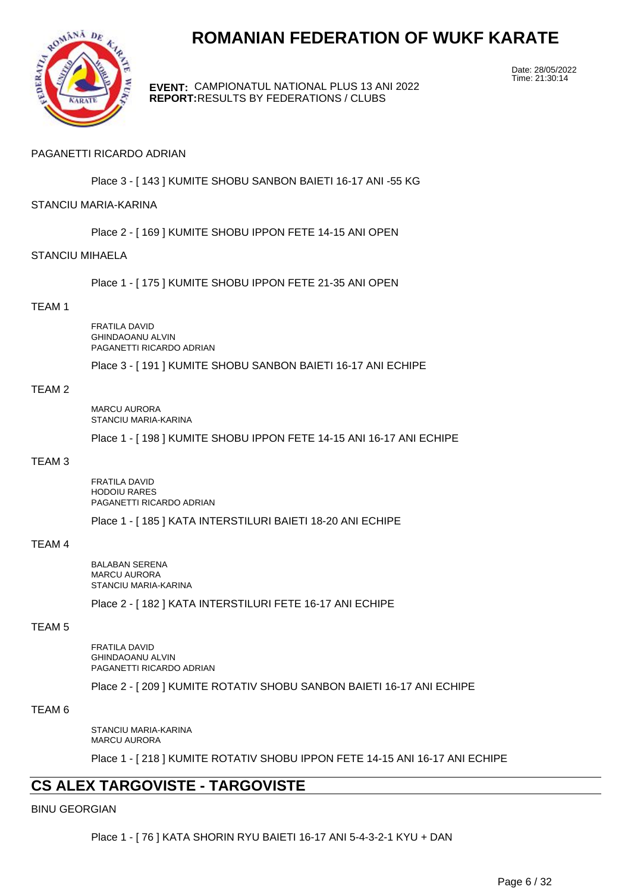# ROMANIAN FEDERATION OF WUKF KARATE

**EVENT:** CAMPIONATUL NATIONAL PLUS 13 ANI 2022
**REPORT:** RESULTS BY FEDERATIONS / CLUBS

Date: 28/05/2022
Time: 21:30:14

PAGANETTI RICARDO ADRIAN

Place 3 - [ 143 ] KUMITE SHOBU SANBON BAIETI 16-17 ANI -55 KG

STANCIU MARIA-KARINA

Place 2 - [ 169 ] KUMITE SHOBU IPPON FETE 14-15 ANI OPEN

STANCIU MIHAELA

Place 1 - [ 175 ] KUMITE SHOBU IPPON FETE 21-35 ANI OPEN

TEAM 1

FRATILA DAVID
GHINDAOANU ALVIN
PAGANETTI RICARDO ADRIAN

Place 3 - [ 191 ] KUMITE SHOBU SANBON BAIETI 16-17 ANI ECHIPE

TEAM 2

MARCU AURORA
STANCIU MARIA-KARINA

Place 1 - [ 198 ] KUMITE SHOBU IPPON FETE 14-15 ANI 16-17 ANI ECHIPE

TEAM 3

FRATILA DAVID
HODOIU RARES
PAGANETTI RICARDO ADRIAN

Place 1 - [ 185 ] KATA INTERSTILURI BAIETI 18-20 ANI ECHIPE

TEAM 4

BALABAN SERENA
MARCU AURORA
STANCIU MARIA-KARINA

Place 2 - [ 182 ] KATA INTERSTILURI FETE 16-17 ANI ECHIPE

TEAM 5

FRATILA DAVID
GHINDAOANU ALVIN
PAGANETTI RICARDO ADRIAN

Place 2 - [ 209 ] KUMITE ROTATIV SHOBU SANBON BAIETI 16-17 ANI ECHIPE

TEAM 6

STANCIU MARIA-KARINA
MARCU AURORA

Place 1 - [ 218 ] KUMITE ROTATIV SHOBU IPPON FETE 14-15 ANI 16-17 ANI ECHIPE

## CS ALEX TARGOVISTE - TARGOVISTE

BINU GEORGIAN

Place 1 - [ 76 ] KATA SHORIN RYU BAIETI 16-17 ANI 5-4-3-2-1 KYU + DAN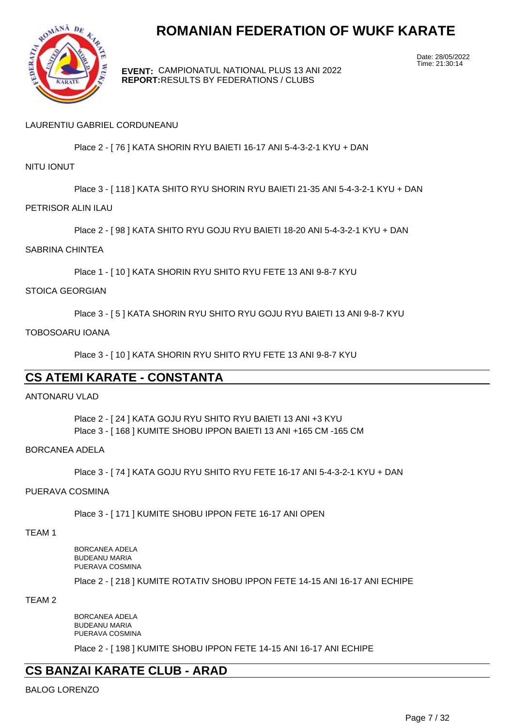# ROMANIAN FEDERATION OF WUKF KARATE

**EVENT:** CAMPIONATUL NATIONAL PLUS 13 ANI 2022
**REPORT:** RESULTS BY FEDERATIONS / CLUBS

Date: 28/05/2022
Time: 21:30:14

LAURENTIU GABRIEL CORDUNEANU

Place 2 - [ 76 ] KATA SHORIN RYU BAIETI 16-17 ANI 5-4-3-2-1 KYU + DAN

NITU IONUT

Place 3 - [ 118 ] KATA SHITO RYU SHORIN RYU BAIETI 21-35 ANI 5-4-3-2-1 KYU + DAN

PETRISOR ALIN ILAU

Place 2 - [ 98 ] KATA SHITO RYU GOJU RYU BAIETI 18-20 ANI 5-4-3-2-1 KYU + DAN

SABRINA CHINTEA

Place 1 - [ 10 ] KATA SHORIN RYU SHITO RYU FETE 13 ANI 9-8-7 KYU

STOICA GEORGIAN

Place 3 - [ 5 ] KATA SHORIN RYU SHITO RYU GOJU RYU BAIETI 13 ANI 9-8-7 KYU

TOBOSOARU IOANA

Place 3 - [ 10 ] KATA SHORIN RYU SHITO RYU FETE 13 ANI 9-8-7 KYU

## CS ATEMI KARATE - CONSTANTA

ANTONARU VLAD

Place 2 - [ 24 ] KATA GOJU RYU SHITO RYU BAIETI 13 ANI +3 KYU
Place 3 - [ 168 ] KUMITE SHOBU IPPON BAIETI 13 ANI +165 CM -165 CM

BORCANEA ADELA

Place 3 - [ 74 ] KATA GOJU RYU SHITO RYU FETE 16-17 ANI 5-4-3-2-1 KYU + DAN

PUERAVA COSMINA

Place 3 - [ 171 ] KUMITE SHOBU IPPON FETE 16-17 ANI OPEN

TEAM 1

BORCANEA ADELA
BUDEANU MARIA
PUERAVA COSMINA

Place 2 - [ 218 ] KUMITE ROTATIV SHOBU IPPON FETE 14-15 ANI 16-17 ANI ECHIPE

TEAM 2

BORCANEA ADELA
BUDEANU MARIA
PUERAVA COSMINA

Place 2 - [ 198 ] KUMITE SHOBU IPPON FETE 14-15 ANI 16-17 ANI ECHIPE

## CS BANZAI KARATE CLUB - ARAD

BALOG LORENZO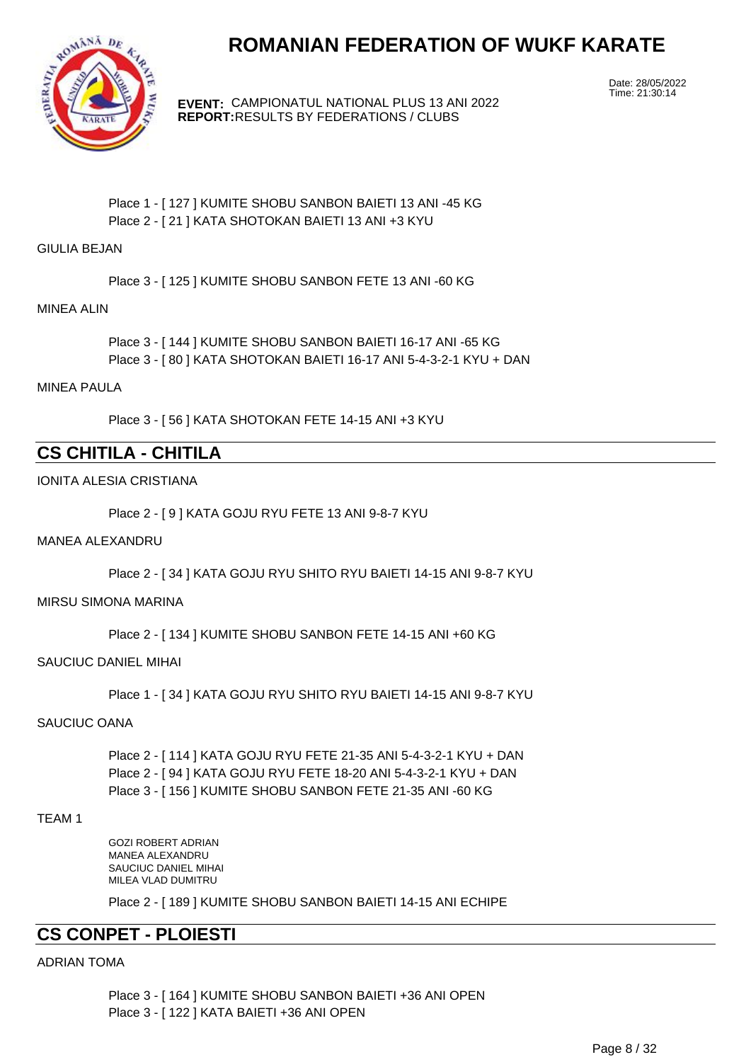# ROMANIAN FEDERATION OF WUKF KARATE

**EVENT:** CAMPIONATUL NATIONAL PLUS 13 ANI 2022
**REPORT:** RESULTS BY FEDERATIONS / CLUBS

Date: 28/05/2022
Time: 21:30:14

Place 1 - [ 127 ] KUMITE SHOBU SANBON BAIETI 13 ANI -45 KG
Place 2 - [ 21 ] KATA SHOTOKAN BAIETI 13 ANI +3 KYU

GIULIA BEJAN

Place 3 - [ 125 ] KUMITE SHOBU SANBON FETE 13 ANI -60 KG

MINEA ALIN

Place 3 - [ 144 ] KUMITE SHOBU SANBON BAIETI 16-17 ANI -65 KG
Place 3 - [ 80 ] KATA SHOTOKAN BAIETI 16-17 ANI 5-4-3-2-1 KYU + DAN

MINEA PAULA

Place 3 - [ 56 ] KATA SHOTOKAN FETE 14-15 ANI +3 KYU

## CS CHITILA - CHITILA

IONITA ALESIA CRISTIANA

Place 2 - [ 9 ] KATA GOJU RYU FETE 13 ANI 9-8-7 KYU

MANEA ALEXANDRU

Place 2 - [ 34 ] KATA GOJU RYU SHITO RYU BAIETI 14-15 ANI 9-8-7 KYU

MIRSU SIMONA MARINA

Place 2 - [ 134 ] KUMITE SHOBU SANBON FETE 14-15 ANI +60 KG

SAUCIUC DANIEL MIHAI

Place 1 - [ 34 ] KATA GOJU RYU SHITO RYU BAIETI 14-15 ANI 9-8-7 KYU

SAUCIUC OANA

Place 2 - [ 114 ] KATA GOJU RYU FETE 21-35 ANI 5-4-3-2-1 KYU + DAN
Place 2 - [ 94 ] KATA GOJU RYU FETE 18-20 ANI 5-4-3-2-1 KYU + DAN
Place 3 - [ 156 ] KUMITE SHOBU SANBON FETE 21-35 ANI -60 KG

TEAM 1

GOZI ROBERT ADRIAN
MANEA ALEXANDRU
SAUCIUC DANIEL MIHAI
MILEA VLAD DUMITRU

Place 2 - [ 189 ] KUMITE SHOBU SANBON BAIETI 14-15 ANI ECHIPE

## CS CONPET - PLOIESTI

ADRIAN TOMA

Place 3 - [ 164 ] KUMITE SHOBU SANBON BAIETI +36 ANI OPEN
Place 3 - [ 122 ] KATA BAIETI +36 ANI OPEN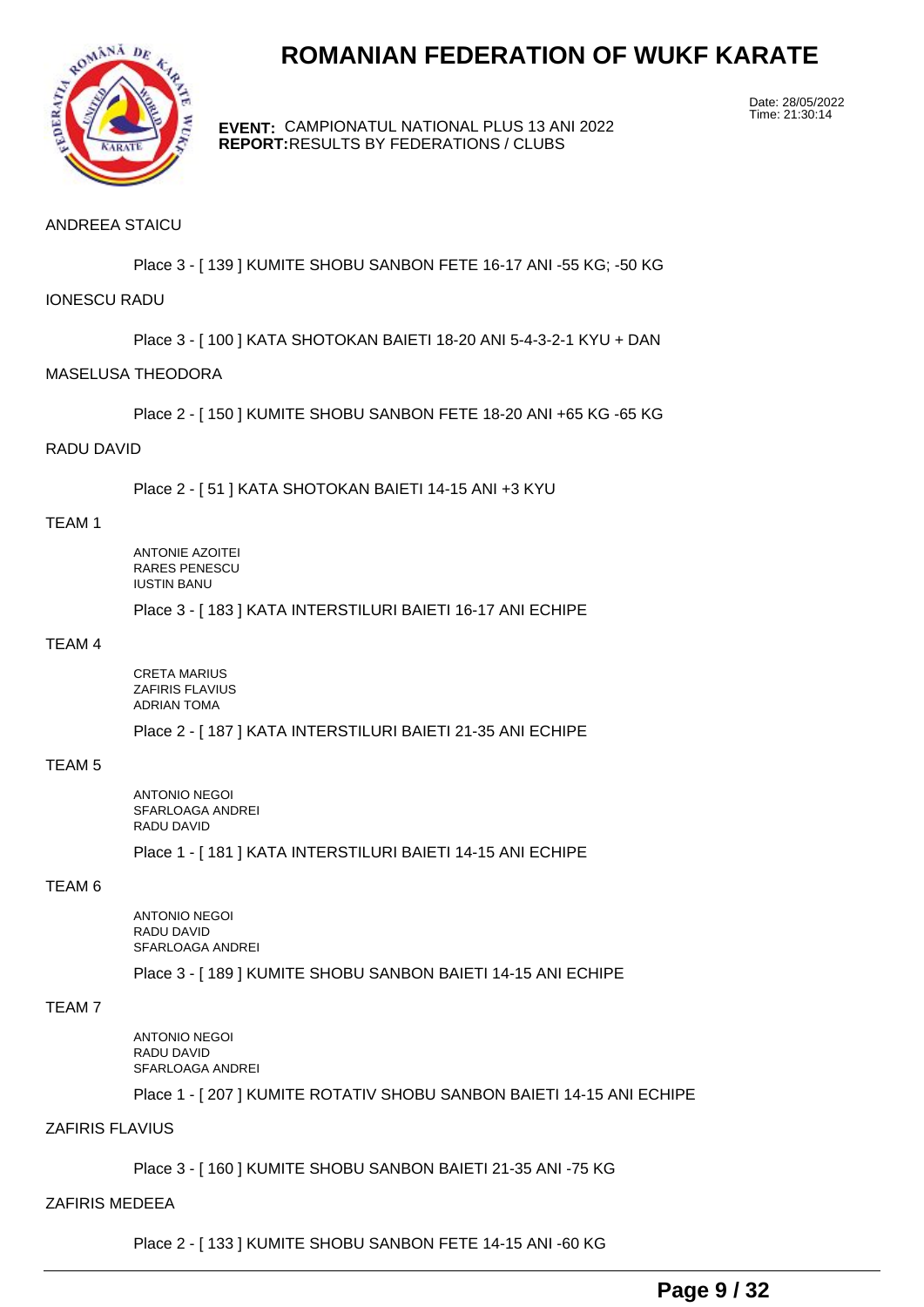# ROMANIAN FEDERATION OF WUKF KARATE

**EVENT:** CAMPIONATUL NATIONAL PLUS 13 ANI 2022
**REPORT:** RESULTS BY FEDERATIONS / CLUBS

Date: 28/05/2022
Time: 21:30:14

ANDREEA STAICU

Place 3 - [ 139 ] KUMITE SHOBU SANBON FETE 16-17 ANI -55 KG; -50 KG

IONESCU RADU

Place 3 - [ 100 ] KATA SHOTOKAN BAIETI 18-20 ANI 5-4-3-2-1 KYU + DAN

MASELUSA THEODORA

Place 2 - [ 150 ] KUMITE SHOBU SANBON FETE 18-20 ANI +65 KG -65 KG

RADU DAVID

Place 2 - [ 51 ] KATA SHOTOKAN BAIETI 14-15 ANI +3 KYU

TEAM 1

ANTONIE AZOITEI
RARES PENESCU
IUSTIN BANU

Place 3 - [ 183 ] KATA INTERSTILURI BAIETI 16-17 ANI ECHIPE

TEAM 4

CRETA MARIUS
ZAFIRIS FLAVIUS
ADRIAN TOMA

Place 2 - [ 187 ] KATA INTERSTILURI BAIETI 21-35 ANI ECHIPE

TEAM 5

ANTONIO NEGOI
SFARLOAGA ANDREI
RADU DAVID

Place 1 - [ 181 ] KATA INTERSTILURI BAIETI 14-15 ANI ECHIPE

TEAM 6

ANTONIO NEGOI
RADU DAVID
SFARLOAGA ANDREI

Place 3 - [ 189 ] KUMITE SHOBU SANBON BAIETI 14-15 ANI ECHIPE

TEAM 7

ANTONIO NEGOI
RADU DAVID
SFARLOAGA ANDREI

Place 1 - [ 207 ] KUMITE ROTATIV SHOBU SANBON BAIETI 14-15 ANI ECHIPE

ZAFIRIS FLAVIUS

Place 3 - [ 160 ] KUMITE SHOBU SANBON BAIETI 21-35 ANI -75 KG

ZAFIRIS MEDEEA

Place 2 - [ 133 ] KUMITE SHOBU SANBON FETE 14-15 ANI -60 KG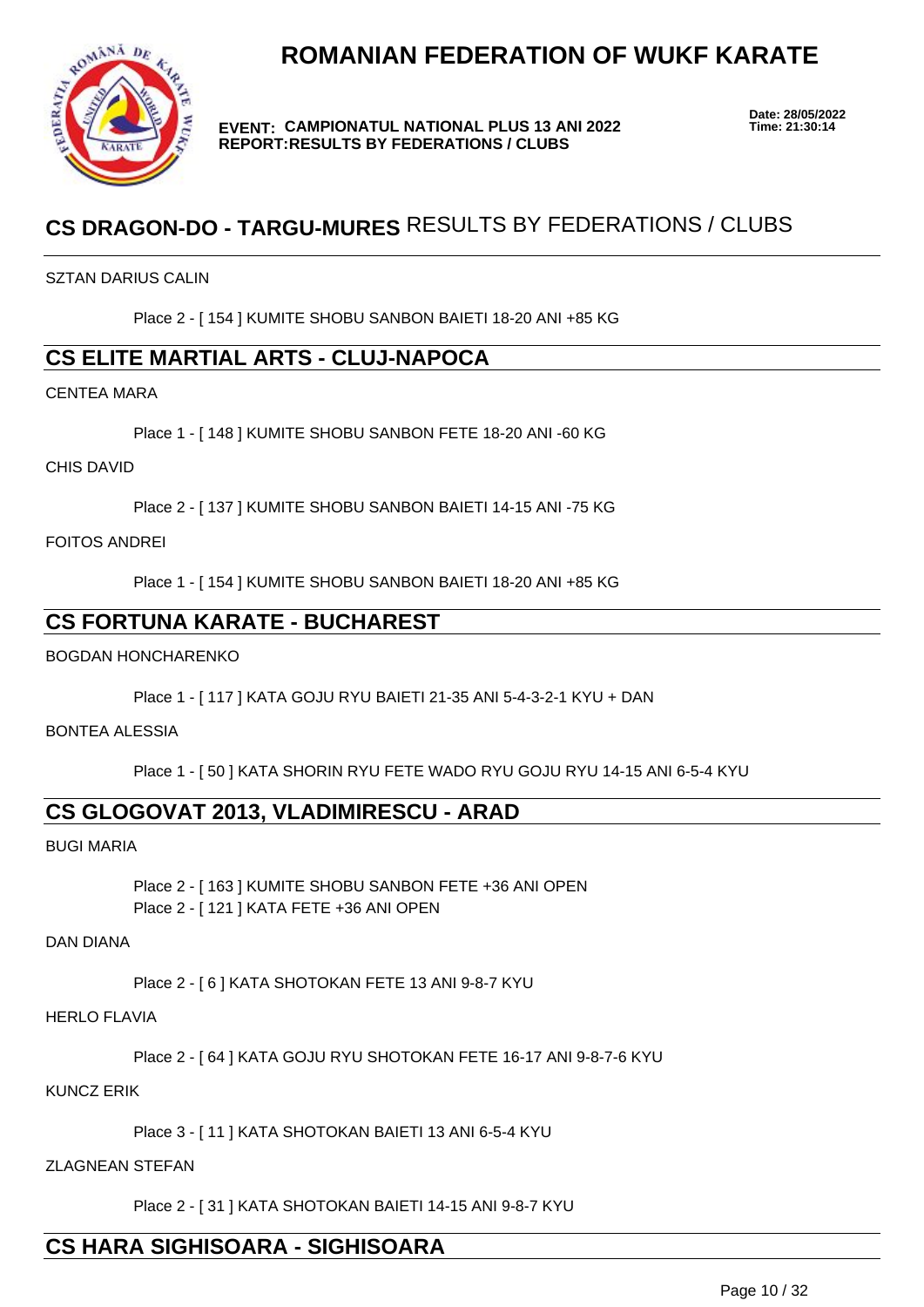# ROMANIAN FEDERATION OF WUKF KARATE

**EVENT: CAMPIONATUL NATIONAL PLUS 13 ANI 2022**
**REPORT:RESULTS BY FEDERATIONS / CLUBS**

**Date: 28/05/2022**
**Time: 21:30:14**

## CS DRAGON-DO - TARGU-MURES RESULTS BY FEDERATIONS / CLUBS

SZTAN DARIUS CALIN

Place 2 - [ 154 ] KUMITE SHOBU SANBON BAIETI 18-20 ANI +85 KG

## CS ELITE MARTIAL ARTS - CLUJ-NAPOCA

CENTEA MARA

Place 1 - [ 148 ] KUMITE SHOBU SANBON FETE 18-20 ANI -60 KG

CHIS DAVID

Place 2 - [ 137 ] KUMITE SHOBU SANBON BAIETI 14-15 ANI -75 KG

FOITOS ANDREI

Place 1 - [ 154 ] KUMITE SHOBU SANBON BAIETI 18-20 ANI +85 KG

## CS FORTUNA KARATE - BUCHAREST

BOGDAN HONCHARENKO

Place 1 - [ 117 ] KATA GOJU RYU BAIETI 21-35 ANI 5-4-3-2-1 KYU + DAN

BONTEA ALESSIA

Place 1 - [ 50 ] KATA SHORIN RYU FETE WADO RYU GOJU RYU 14-15 ANI 6-5-4 KYU

## CS GLOGOVAT 2013, VLADIMIRESCU - ARAD

BUGI MARIA

Place 2 - [ 163 ] KUMITE SHOBU SANBON FETE +36 ANI OPEN
Place 2 - [ 121 ] KATA FETE +36 ANI OPEN

DAN DIANA

Place 2 - [ 6 ] KATA SHOTOKAN FETE 13 ANI 9-8-7 KYU

HERLO FLAVIA

Place 2 - [ 64 ] KATA GOJU RYU SHOTOKAN FETE 16-17 ANI 9-8-7-6 KYU

KUNCZ ERIK

Place 3 - [ 11 ] KATA SHOTOKAN BAIETI 13 ANI 6-5-4 KYU

ZLAGNEAN STEFAN

Place 2 - [ 31 ] KATA SHOTOKAN BAIETI 14-15 ANI 9-8-7 KYU

## CS HARA SIGHISOARA - SIGHISOARA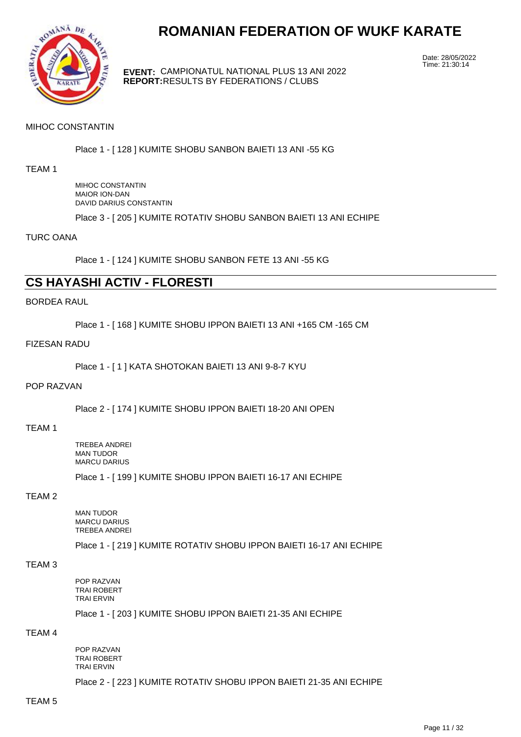# ROMANIAN FEDERATION OF WUKF KARATE

**EVENT:** CAMPIONATUL NATIONAL PLUS 13 ANI 2022
**REPORT:** RESULTS BY FEDERATIONS / CLUBS

Date: 28/05/2022
Time: 21:30:14

MIHOC CONSTANTIN

Place 1 - [ 128 ] KUMITE SHOBU SANBON BAIETI 13 ANI -55 KG

TEAM 1

MIHOC CONSTANTIN
MAIOR ION-DAN
DAVID DARIUS CONSTANTIN

Place 3 - [ 205 ] KUMITE ROTATIV SHOBU SANBON BAIETI 13 ANI ECHIPE

TURC OANA

Place 1 - [ 124 ] KUMITE SHOBU SANBON FETE 13 ANI -55 KG

## CS HAYASHI ACTIV - FLORESTI

BORDEA RAUL

Place 1 - [ 168 ] KUMITE SHOBU IPPON BAIETI 13 ANI +165 CM -165 CM

FIZESAN RADU

Place 1 - [ 1 ] KATA SHOTOKAN BAIETI 13 ANI 9-8-7 KYU

POP RAZVAN

Place 2 - [ 174 ] KUMITE SHOBU IPPON BAIETI 18-20 ANI OPEN

TEAM 1

TREBEA ANDREI
MAN TUDOR
MARCU DARIUS

Place 1 - [ 199 ] KUMITE SHOBU IPPON BAIETI 16-17 ANI ECHIPE

TEAM 2

MAN TUDOR
MARCU DARIUS
TREBEA ANDREI

Place 1 - [ 219 ] KUMITE ROTATIV SHOBU IPPON BAIETI 16-17 ANI ECHIPE

TEAM 3

POP RAZVAN
TRAI ROBERT
TRAI ERVIN

Place 1 - [ 203 ] KUMITE SHOBU IPPON BAIETI 21-35 ANI ECHIPE

TEAM 4

POP RAZVAN
TRAI ROBERT
TRAI ERVIN

Place 2 - [ 223 ] KUMITE ROTATIV SHOBU IPPON BAIETI 21-35 ANI ECHIPE

TEAM 5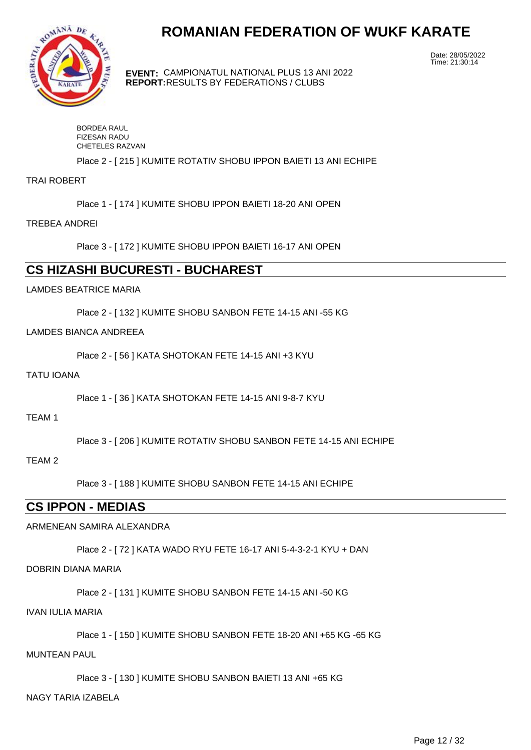BORDEA RAUL
FIZESAN RADU
CHETELES RAZVAN

Place 2 - [ 215 ] KUMITE ROTATIV SHOBU IPPON BAIETI 13 ANI ECHIPE

TRAI ROBERT

Place 1 - [ 174 ] KUMITE SHOBU IPPON BAIETI 18-20 ANI OPEN

TREBEA ANDREI

Place 3 - [ 172 ] KUMITE SHOBU IPPON BAIETI 16-17 ANI OPEN

## CS HIZASHI BUCURESTI - BUCHAREST

LAMDES BEATRICE MARIA

Place 2 - [ 132 ] KUMITE SHOBU SANBON FETE 14-15 ANI -55 KG

LAMDES BIANCA ANDREEA

Place 2 - [ 56 ] KATA SHOTOKAN FETE 14-15 ANI +3 KYU

TATU IOANA

Place 1 - [ 36 ] KATA SHOTOKAN FETE 14-15 ANI 9-8-7 KYU

TEAM 1

Place 3 - [ 206 ] KUMITE ROTATIV SHOBU SANBON FETE 14-15 ANI ECHIPE

TEAM 2

Place 3 - [ 188 ] KUMITE SHOBU SANBON FETE 14-15 ANI ECHIPE

## CS IPPON - MEDIAS

ARMENEAN SAMIRA ALEXANDRA

Place 2 - [ 72 ] KATA WADO RYU FETE 16-17 ANI 5-4-3-2-1 KYU + DAN

DOBRIN DIANA MARIA

Place 2 - [ 131 ] KUMITE SHOBU SANBON FETE 14-15 ANI -50 KG

IVAN IULIA MARIA

Place 1 - [ 150 ] KUMITE SHOBU SANBON FETE 18-20 ANI +65 KG -65 KG

MUNTEAN PAUL

Place 3 - [ 130 ] KUMITE SHOBU SANBON BAIETI 13 ANI +65 KG

NAGY TARIA IZABELA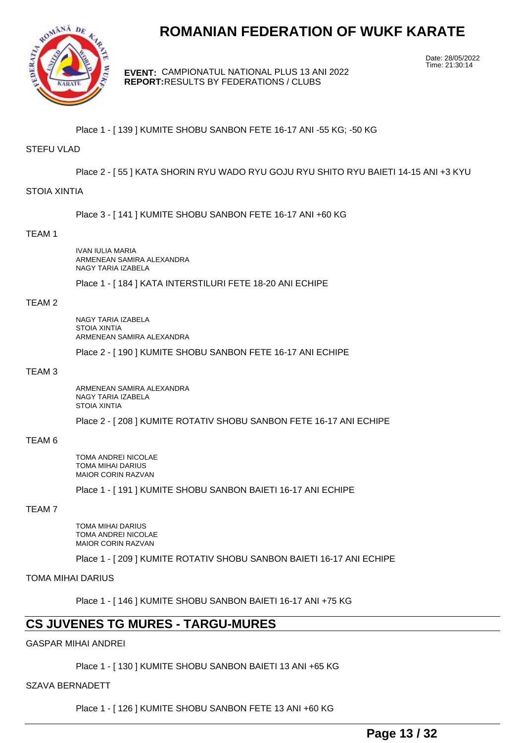Place 1 - [ 139 ] KUMITE SHOBU SANBON FETE 16-17 ANI -55 KG; -50 KG

STEFU VLAD

Place 2 - [ 55 ] KATA SHORIN RYU WADO RYU GOJU RYU SHITO RYU BAIETI 14-15 ANI +3 KYU

STOIA XINTIA

Place 3 - [ 141 ] KUMITE SHOBU SANBON FETE 16-17 ANI +60 KG

TEAM 1

IVAN IULIA MARIA
ARMENEAN SAMIRA ALEXANDRA
NAGY TARIA IZABELA

Place 1 - [ 184 ] KATA INTERSTILURI FETE 18-20 ANI ECHIPE

TEAM 2

NAGY TARIA IZABELA
STOIA XINTIA
ARMENEAN SAMIRA ALEXANDRA

Place 2 - [ 190 ] KUMITE SHOBU SANBON FETE 16-17 ANI ECHIPE

TEAM 3

ARMENEAN SAMIRA ALEXANDRA
NAGY TARIA IZABELA
STOIA XINTIA

Place 2 - [ 208 ] KUMITE ROTATIV SHOBU SANBON FETE 16-17 ANI ECHIPE

TEAM 6

TOMA ANDREI NICOLAE
TOMA MIHAI DARIUS
MAIOR CORIN RAZVAN

Place 1 - [ 191 ] KUMITE SHOBU SANBON BAIETI 16-17 ANI ECHIPE

TEAM 7

TOMA MIHAI DARIUS
TOMA ANDREI NICOLAE
MAIOR CORIN RAZVAN

Place 1 - [ 209 ] KUMITE ROTATIV SHOBU SANBON BAIETI 16-17 ANI ECHIPE

TOMA MIHAI DARIUS

Place 1 - [ 146 ] KUMITE SHOBU SANBON BAIETI 16-17 ANI +75 KG

## CS JUVENES TG MURES - TARGU-MURES

GASPAR MIHAI ANDREI

Place 1 - [ 130 ] KUMITE SHOBU SANBON BAIETI 13 ANI +65 KG

SZAVA BERNADETT

Place 1 - [ 126 ] KUMITE SHOBU SANBON FETE 13 ANI +60 KG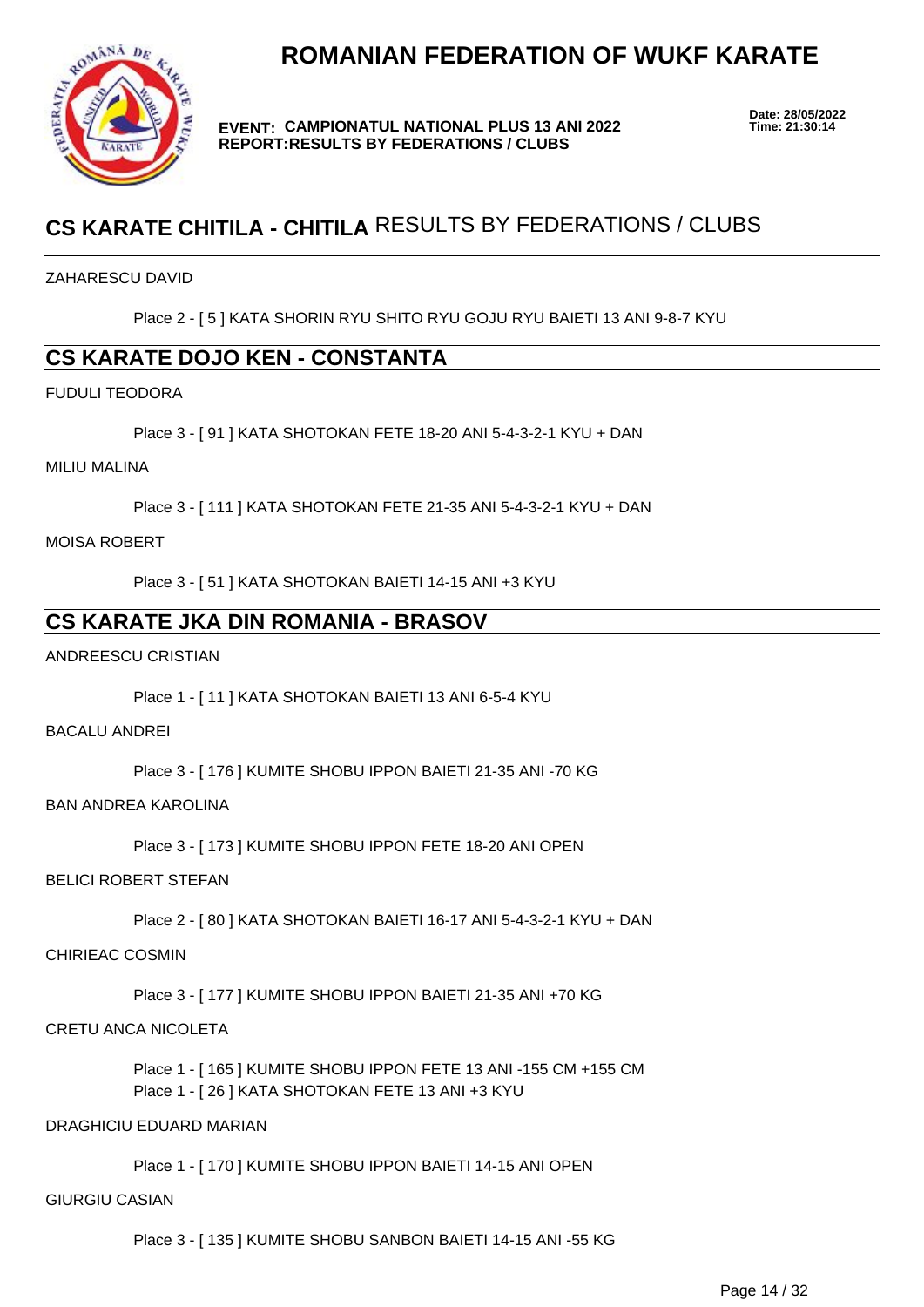# ROMANIAN FEDERATION OF WUKF KARATE

**EVENT: CAMPIONATUL NATIONAL PLUS 13 ANI 2022**
**REPORT: RESULTS BY FEDERATIONS / CLUBS**

**Date: 28/05/2022**
**Time: 21:30:14**

## CS KARATE CHITILA - CHITILA RESULTS BY FEDERATIONS / CLUBS

ZAHARESCU DAVID

Place 2 - [ 5 ] KATA SHORIN RYU SHITO RYU GOJU RYU BAIETI 13 ANI 9-8-7 KYU

## CS KARATE DOJO KEN - CONSTANTA

FUDULI TEODORA

Place 3 - [ 91 ] KATA SHOTOKAN FETE 18-20 ANI 5-4-3-2-1 KYU + DAN

MILIU MALINA

Place 3 - [ 111 ] KATA SHOTOKAN FETE 21-35 ANI 5-4-3-2-1 KYU + DAN

MOISA ROBERT

Place 3 - [ 51 ] KATA SHOTOKAN BAIETI 14-15 ANI +3 KYU

## CS KARATE JKA DIN ROMANIA - BRASOV

ANDREESCU CRISTIAN

Place 1 - [ 11 ] KATA SHOTOKAN BAIETI 13 ANI 6-5-4 KYU

BACALU ANDREI

Place 3 - [ 176 ] KUMITE SHOBU IPPON BAIETI 21-35 ANI -70 KG

BAN ANDREA KAROLINA

Place 3 - [ 173 ] KUMITE SHOBU IPPON FETE 18-20 ANI OPEN

BELICI ROBERT STEFAN

Place 2 - [ 80 ] KATA SHOTOKAN BAIETI 16-17 ANI 5-4-3-2-1 KYU + DAN

CHIRIEAC COSMIN

Place 3 - [ 177 ] KUMITE SHOBU IPPON BAIETI 21-35 ANI +70 KG

CRETU ANCA NICOLETA

Place 1 - [ 165 ] KUMITE SHOBU IPPON FETE 13 ANI -155 CM +155 CM
Place 1 - [ 26 ] KATA SHOTOKAN FETE 13 ANI +3 KYU

DRAGHICIU EDUARD MARIAN

Place 1 - [ 170 ] KUMITE SHOBU IPPON BAIETI 14-15 ANI OPEN

GIURGIU CASIAN

Place 3 - [ 135 ] KUMITE SHOBU SANBON BAIETI 14-15 ANI -55 KG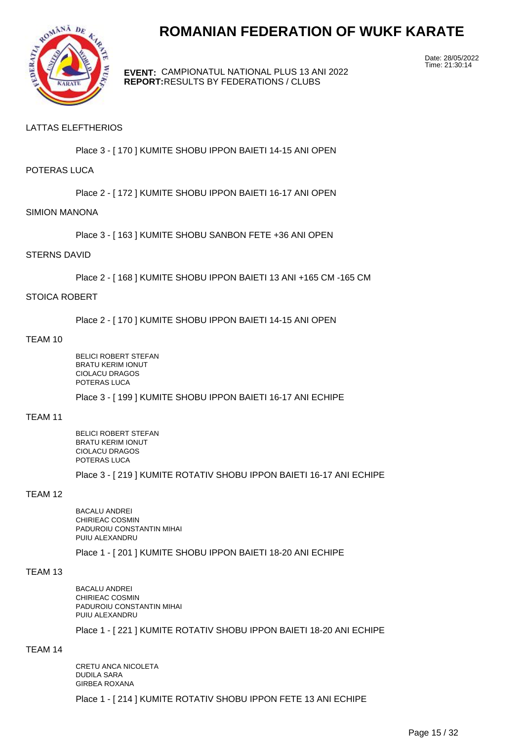# ROMANIAN FEDERATION OF WUKF KARATE

**EVENT:** CAMPIONATUL NATIONAL PLUS 13 ANI 2022
**REPORT:** RESULTS BY FEDERATIONS / CLUBS

Date: 28/05/2022
Time: 21:30:14

LATTAS ELEFTHERIOS

Place 3 - [ 170 ] KUMITE SHOBU IPPON BAIETI 14-15 ANI OPEN

POTERAS LUCA

Place 2 - [ 172 ] KUMITE SHOBU IPPON BAIETI 16-17 ANI OPEN

SIMION MANONA

Place 3 - [ 163 ] KUMITE SHOBU SANBON FETE +36 ANI OPEN

STERNS DAVID

Place 2 - [ 168 ] KUMITE SHOBU IPPON BAIETI 13 ANI +165 CM -165 CM

STOICA ROBERT

Place 2 - [ 170 ] KUMITE SHOBU IPPON BAIETI 14-15 ANI OPEN

TEAM 10

BELICI ROBERT STEFAN
BRATU KERIM IONUT
CIOLACU DRAGOS
POTERAS LUCA

Place 3 - [ 199 ] KUMITE SHOBU IPPON BAIETI 16-17 ANI ECHIPE

TEAM 11

BELICI ROBERT STEFAN
BRATU KERIM IONUT
CIOLACU DRAGOS
POTERAS LUCA

Place 3 - [ 219 ] KUMITE ROTATIV SHOBU IPPON BAIETI 16-17 ANI ECHIPE

TEAM 12

BACALU ANDREI
CHIRIEAC COSMIN
PADUROIU CONSTANTIN MIHAI
PUIU ALEXANDRU

Place 1 - [ 201 ] KUMITE SHOBU IPPON BAIETI 18-20 ANI ECHIPE

TEAM 13

BACALU ANDREI
CHIRIEAC COSMIN
PADUROIU CONSTANTIN MIHAI
PUIU ALEXANDRU

Place 1 - [ 221 ] KUMITE ROTATIV SHOBU IPPON BAIETI 18-20 ANI ECHIPE

TEAM 14

CRETU ANCA NICOLETA
DUDILA SARA
GIRBEA ROXANA

Place 1 - [ 214 ] KUMITE ROTATIV SHOBU IPPON FETE 13 ANI ECHIPE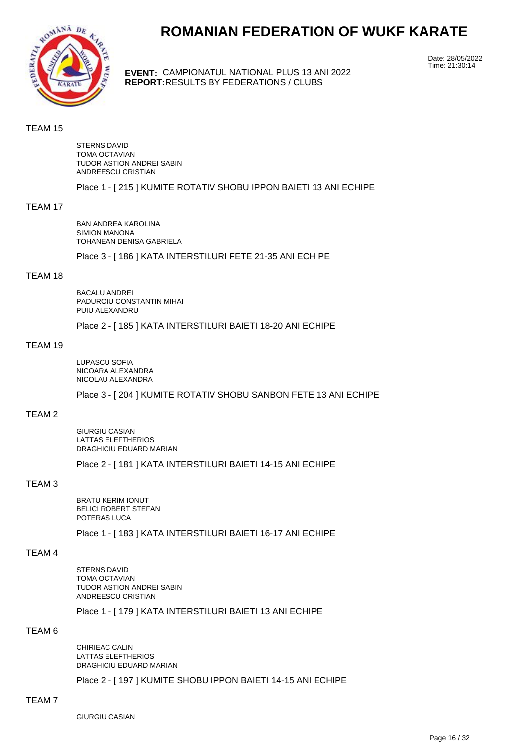# ROMANIAN FEDERATION OF WUKF KARATE

**EVENT:** CAMPIONATUL NATIONAL PLUS 13 ANI 2022
**REPORT:** RESULTS BY FEDERATIONS / CLUBS

Date: 28/05/2022
Time: 21:30:14

TEAM 15

STERNS DAVID
TOMA OCTAVIAN
TUDOR ASTION ANDREI SABIN
ANDREESCU CRISTIAN

Place 1 - [ 215 ] KUMITE ROTATIV SHOBU IPPON BAIETI 13 ANI ECHIPE

TEAM 17

BAN ANDREA KAROLINA
SIMION MANONA
TOHANEAN DENISA GABRIELA

Place 3 - [ 186 ] KATA INTERSTILURI FETE 21-35 ANI ECHIPE

TEAM 18

BACALU ANDREI
PADUROIU CONSTANTIN MIHAI
PUIU ALEXANDRU

Place 2 - [ 185 ] KATA INTERSTILURI BAIETI 18-20 ANI ECHIPE

TEAM 19

LUPASCU SOFIA
NICOARA ALEXANDRA
NICOLAU ALEXANDRA

Place 3 - [ 204 ] KUMITE ROTATIV SHOBU SANBON FETE 13 ANI ECHIPE

TEAM 2

GIURGIU CASIAN
LATTAS ELEFTHERIOS
DRAGHICIU EDUARD MARIAN

Place 2 - [ 181 ] KATA INTERSTILURI BAIETI 14-15 ANI ECHIPE

TEAM 3

BRATU KERIM IONUT
BELICI ROBERT STEFAN
POTERAS LUCA

Place 1 - [ 183 ] KATA INTERSTILURI BAIETI 16-17 ANI ECHIPE

TEAM 4

STERNS DAVID
TOMA OCTAVIAN
TUDOR ASTION ANDREI SABIN
ANDREESCU CRISTIAN

Place 1 - [ 179 ] KATA INTERSTILURI BAIETI 13 ANI ECHIPE

TEAM 6

CHIRIEAC CALIN
LATTAS ELEFTHERIOS
DRAGHICIU EDUARD MARIAN

Place 2 - [ 197 ] KUMITE SHOBU IPPON BAIETI 14-15 ANI ECHIPE

TEAM 7

GIURGIU CASIAN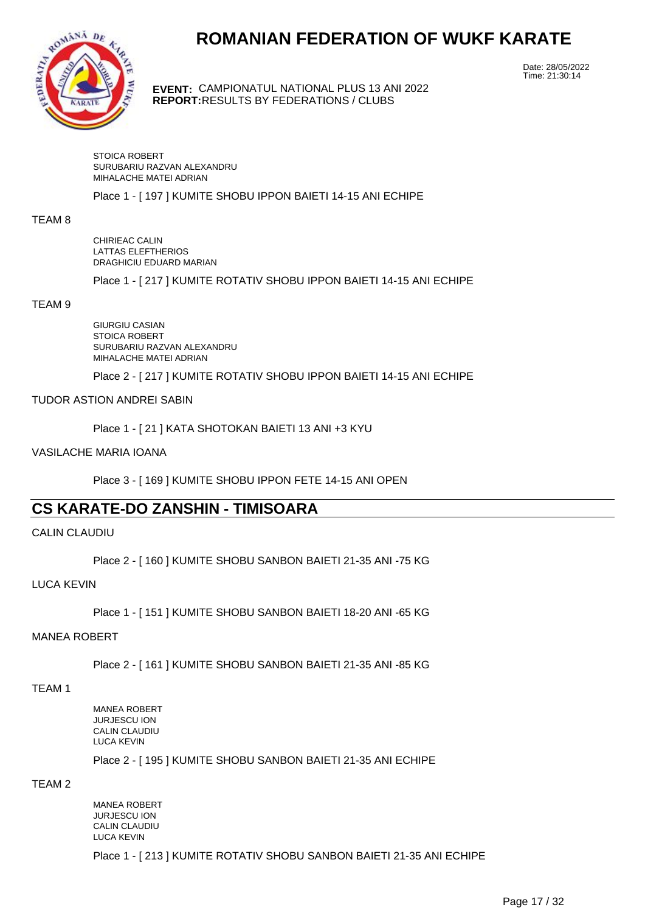STOICA ROBERT
SURUBARIU RAZVAN ALEXANDRU
MIHALACHE MATEI ADRIAN

Place 1 - [ 197 ] KUMITE SHOBU IPPON BAIETI 14-15 ANI ECHIPE

TEAM 8

CHIRIEAC CALIN
LATTAS ELEFTHERIOS
DRAGHICIU EDUARD MARIAN

Place 1 - [ 217 ] KUMITE ROTATIV SHOBU IPPON BAIETI 14-15 ANI ECHIPE

TEAM 9

GIURGIU CASIAN
STOICA ROBERT
SURUBARIU RAZVAN ALEXANDRU
MIHALACHE MATEI ADRIAN

Place 2 - [ 217 ] KUMITE ROTATIV SHOBU IPPON BAIETI 14-15 ANI ECHIPE

TUDOR ASTION ANDREI SABIN

Place 1 - [ 21 ] KATA SHOTOKAN BAIETI 13 ANI +3 KYU

VASILACHE MARIA IOANA

Place 3 - [ 169 ] KUMITE SHOBU IPPON FETE 14-15 ANI OPEN

## CS KARATE-DO ZANSHIN - TIMISOARA

CALIN CLAUDIU

Place 2 - [ 160 ] KUMITE SHOBU SANBON BAIETI 21-35 ANI -75 KG

LUCA KEVIN

Place 1 - [ 151 ] KUMITE SHOBU SANBON BAIETI 18-20 ANI -65 KG

MANEA ROBERT

Place 2 - [ 161 ] KUMITE SHOBU SANBON BAIETI 21-35 ANI -85 KG

TEAM 1

MANEA ROBERT
JURJESCU ION
CALIN CLAUDIU
LUCA KEVIN

Place 2 - [ 195 ] KUMITE SHOBU SANBON BAIETI 21-35 ANI ECHIPE

TEAM 2

MANEA ROBERT
JURJESCU ION
CALIN CLAUDIU
LUCA KEVIN

Place 1 - [ 213 ] KUMITE ROTATIV SHOBU SANBON BAIETI 21-35 ANI ECHIPE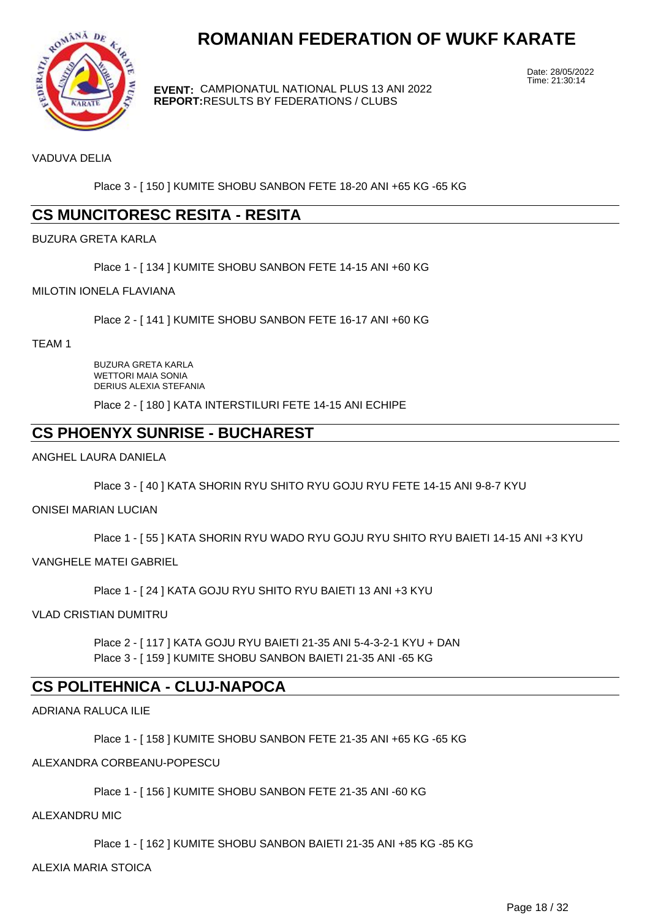VADUVA DELIA

Place 3 - [ 150 ] KUMITE SHOBU SANBON FETE 18-20 ANI +65 KG -65 KG

## CS MUNCITORESC RESITA - RESITA

BUZURA GRETA KARLA

Place 1 - [ 134 ] KUMITE SHOBU SANBON FETE 14-15 ANI +60 KG

MILOTIN IONELA FLAVIANA

Place 2 - [ 141 ] KUMITE SHOBU SANBON FETE 16-17 ANI +60 KG

TEAM 1

BUZURA GRETA KARLA
WETTORI MAIA SONIA
DERIUS ALEXIA STEFANIA

Place 2 - [ 180 ] KATA INTERSTILURI FETE 14-15 ANI ECHIPE

## CS PHOENYX SUNRISE - BUCHAREST

ANGHEL LAURA DANIELA

Place 3 - [ 40 ] KATA SHORIN RYU SHITO RYU GOJU RYU FETE 14-15 ANI 9-8-7 KYU

ONISEI MARIAN LUCIAN

Place 1 - [ 55 ] KATA SHORIN RYU WADO RYU GOJU RYU SHITO RYU BAIETI 14-15 ANI +3 KYU

VANGHELE MATEI GABRIEL

Place 1 - [ 24 ] KATA GOJU RYU SHITO RYU BAIETI 13 ANI +3 KYU

VLAD CRISTIAN DUMITRU

Place 2 - [ 117 ] KATA GOJU RYU BAIETI 21-35 ANI 5-4-3-2-1 KYU + DAN
Place 3 - [ 159 ] KUMITE SHOBU SANBON BAIETI 21-35 ANI -65 KG

## CS POLITEHNICA - CLUJ-NAPOCA

ADRIANA RALUCA ILIE

Place 1 - [ 158 ] KUMITE SHOBU SANBON FETE 21-35 ANI +65 KG -65 KG

ALEXANDRA CORBEANU-POPESCU

Place 1 - [ 156 ] KUMITE SHOBU SANBON FETE 21-35 ANI -60 KG

ALEXANDRU MIC

Place 1 - [ 162 ] KUMITE SHOBU SANBON BAIETI 21-35 ANI +85 KG -85 KG

ALEXIA MARIA STOICA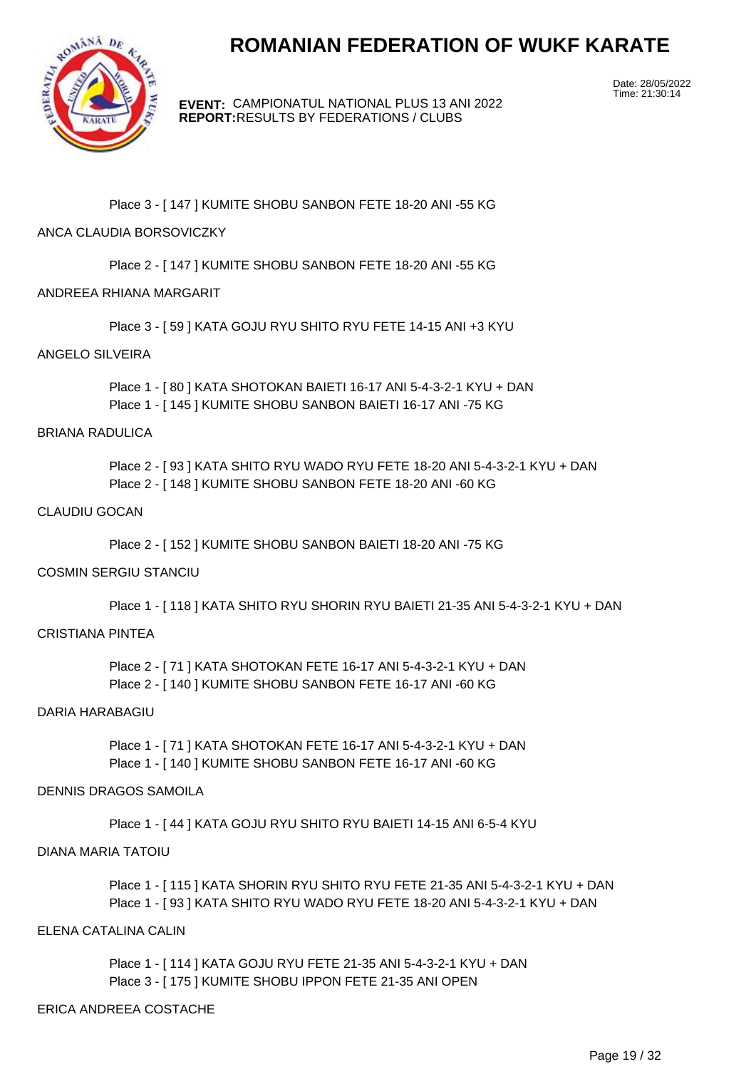# ROMANIAN FEDERATION OF WUKF KARATE

**EVENT:** CAMPIONATUL NATIONAL PLUS 13 ANI 2022
**REPORT:** RESULTS BY FEDERATIONS / CLUBS

Date: 28/05/2022
Time: 21:30:14

Place 3 - [ 147 ] KUMITE SHOBU SANBON FETE 18-20 ANI -55 KG

ANCA CLAUDIA BORSOVICZKY

Place 2 - [ 147 ] KUMITE SHOBU SANBON FETE 18-20 ANI -55 KG

ANDREEA RHIANA MARGARIT

Place 3 - [ 59 ] KATA GOJU RYU SHITO RYU FETE 14-15 ANI +3 KYU

ANGELO SILVEIRA

Place 1 - [ 80 ] KATA SHOTOKAN BAIETI 16-17 ANI 5-4-3-2-1 KYU + DAN
Place 1 - [ 145 ] KUMITE SHOBU SANBON BAIETI 16-17 ANI -75 KG

BRIANA RADULICA

Place 2 - [ 93 ] KATA SHITO RYU WADO RYU FETE 18-20 ANI 5-4-3-2-1 KYU + DAN
Place 2 - [ 148 ] KUMITE SHOBU SANBON FETE 18-20 ANI -60 KG

CLAUDIU GOCAN

Place 2 - [ 152 ] KUMITE SHOBU SANBON BAIETI 18-20 ANI -75 KG

COSMIN SERGIU STANCIU

Place 1 - [ 118 ] KATA SHITO RYU SHORIN RYU BAIETI 21-35 ANI 5-4-3-2-1 KYU + DAN

CRISTIANA PINTEA

Place 2 - [ 71 ] KATA SHOTOKAN FETE 16-17 ANI 5-4-3-2-1 KYU + DAN
Place 2 - [ 140 ] KUMITE SHOBU SANBON FETE 16-17 ANI -60 KG

DARIA HARABAGIU

Place 1 - [ 71 ] KATA SHOTOKAN FETE 16-17 ANI 5-4-3-2-1 KYU + DAN
Place 1 - [ 140 ] KUMITE SHOBU SANBON FETE 16-17 ANI -60 KG

DENNIS DRAGOS SAMOILA

Place 1 - [ 44 ] KATA GOJU RYU SHITO RYU BAIETI 14-15 ANI 6-5-4 KYU

DIANA MARIA TATOIU

Place 1 - [ 115 ] KATA SHORIN RYU SHITO RYU FETE 21-35 ANI 5-4-3-2-1 KYU + DAN
Place 1 - [ 93 ] KATA SHITO RYU WADO RYU FETE 18-20 ANI 5-4-3-2-1 KYU + DAN

ELENA CATALINA CALIN

Place 1 - [ 114 ] KATA GOJU RYU FETE 21-35 ANI 5-4-3-2-1 KYU + DAN
Place 3 - [ 175 ] KUMITE SHOBU IPPON FETE 21-35 ANI OPEN

ERICA ANDREEA COSTACHE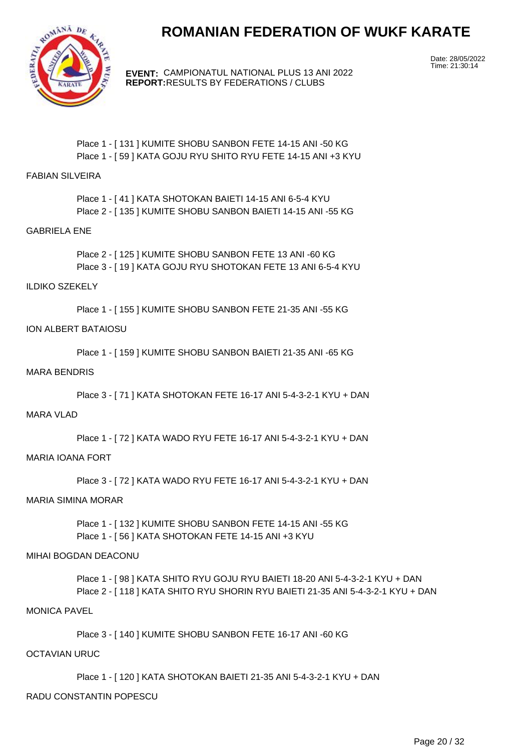# ROMANIAN FEDERATION OF WUKF KARATE

**EVENT:** CAMPIONATUL NATIONAL PLUS 13 ANI 2022
**REPORT:** RESULTS BY FEDERATIONS / CLUBS

Date: 28/05/2022
Time: 21:30:14

Place 1 - [ 131 ] KUMITE SHOBU SANBON FETE 14-15 ANI -50 KG
Place 1 - [ 59 ] KATA GOJU RYU SHITO RYU FETE 14-15 ANI +3 KYU

FABIAN SILVEIRA

Place 1 - [ 41 ] KATA SHOTOKAN BAIETI 14-15 ANI 6-5-4 KYU
Place 2 - [ 135 ] KUMITE SHOBU SANBON BAIETI 14-15 ANI -55 KG

GABRIELA ENE

Place 2 - [ 125 ] KUMITE SHOBU SANBON FETE 13 ANI -60 KG
Place 3 - [ 19 ] KATA GOJU RYU SHOTOKAN FETE 13 ANI 6-5-4 KYU

ILDIKO SZEKELY

Place 1 - [ 155 ] KUMITE SHOBU SANBON FETE 21-35 ANI -55 KG

ION ALBERT BATAIOSU

Place 1 - [ 159 ] KUMITE SHOBU SANBON BAIETI 21-35 ANI -65 KG

MARA BENDRIS

Place 3 - [ 71 ] KATA SHOTOKAN FETE 16-17 ANI 5-4-3-2-1 KYU + DAN

MARA VLAD

Place 1 - [ 72 ] KATA WADO RYU FETE 16-17 ANI 5-4-3-2-1 KYU + DAN

MARIA IOANA FORT

Place 3 - [ 72 ] KATA WADO RYU FETE 16-17 ANI 5-4-3-2-1 KYU + DAN

MARIA SIMINA MORAR

Place 1 - [ 132 ] KUMITE SHOBU SANBON FETE 14-15 ANI -55 KG
Place 1 - [ 56 ] KATA SHOTOKAN FETE 14-15 ANI +3 KYU

MIHAI BOGDAN DEACONU

Place 1 - [ 98 ] KATA SHITO RYU GOJU RYU BAIETI 18-20 ANI 5-4-3-2-1 KYU + DAN
Place 2 - [ 118 ] KATA SHITO RYU SHORIN RYU BAIETI 21-35 ANI 5-4-3-2-1 KYU + DAN

MONICA PAVEL

Place 3 - [ 140 ] KUMITE SHOBU SANBON FETE 16-17 ANI -60 KG

OCTAVIAN URUC

Place 1 - [ 120 ] KATA SHOTOKAN BAIETI 21-35 ANI 5-4-3-2-1 KYU + DAN

RADU CONSTANTIN POPESCU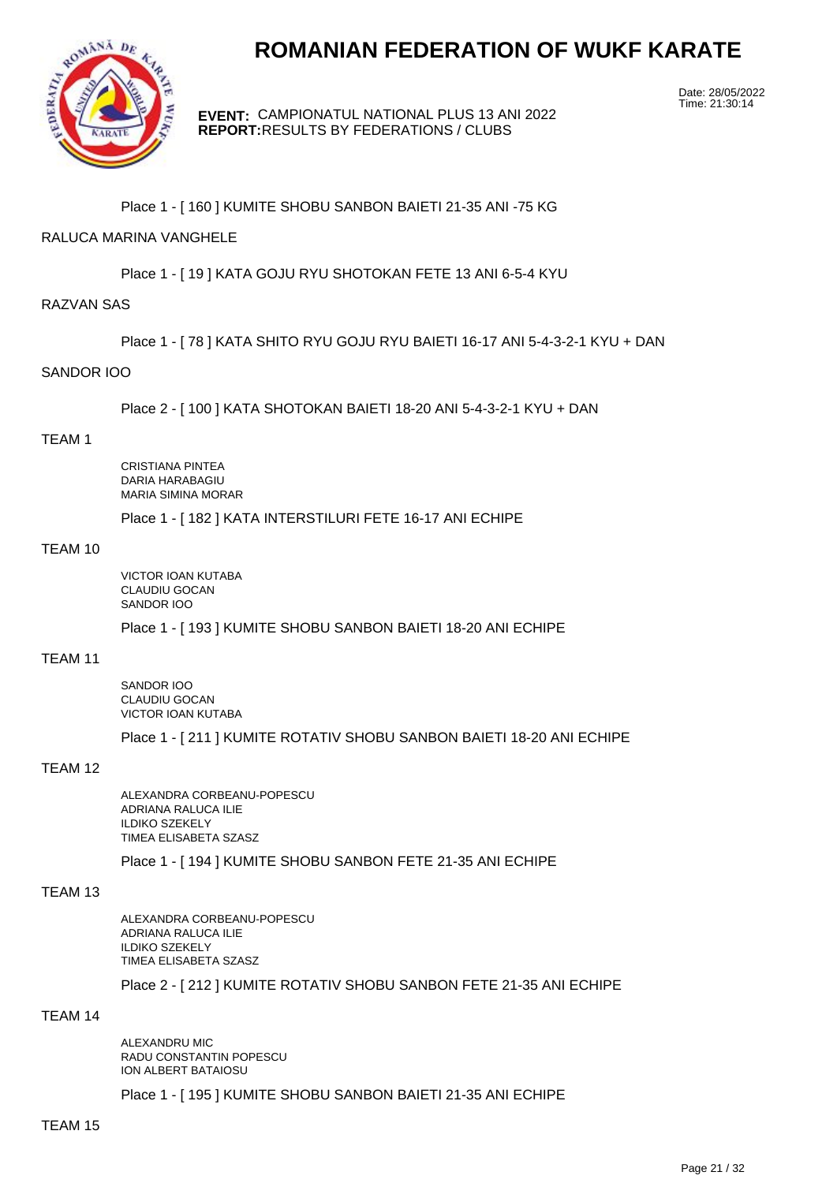# ROMANIAN FEDERATION OF WUKF KARATE

**EVENT:** CAMPIONATUL NATIONAL PLUS 13 ANI 2022
**REPORT:** RESULTS BY FEDERATIONS / CLUBS

Date: 28/05/2022
Time: 21:30:14

Place 1 - [ 160 ] KUMITE SHOBU SANBON BAIETI 21-35 ANI -75 KG

RALUCA MARINA VANGHELE

Place 1 - [ 19 ] KATA GOJU RYU SHOTOKAN FETE 13 ANI 6-5-4 KYU

RAZVAN SAS

Place 1 - [ 78 ] KATA SHITO RYU GOJU RYU BAIETI 16-17 ANI 5-4-3-2-1 KYU + DAN

SANDOR IOO

Place 2 - [ 100 ] KATA SHOTOKAN BAIETI 18-20 ANI 5-4-3-2-1 KYU + DAN

TEAM 1

CRISTIANA PINTEA
DARIA HARABAGIU
MARIA SIMINA MORAR

Place 1 - [ 182 ] KATA INTERSTILURI FETE 16-17 ANI ECHIPE

TEAM 10

VICTOR IOAN KUTABA
CLAUDIU GOCAN
SANDOR IOO

Place 1 - [ 193 ] KUMITE SHOBU SANBON BAIETI 18-20 ANI ECHIPE

TEAM 11

SANDOR IOO
CLAUDIU GOCAN
VICTOR IOAN KUTABA

Place 1 - [ 211 ] KUMITE ROTATIV SHOBU SANBON BAIETI 18-20 ANI ECHIPE

TEAM 12

ALEXANDRA CORBEANU-POPESCU
ADRIANA RALUCA ILIE
ILDIKO SZEKELY
TIMEA ELISABETA SZASZ

Place 1 - [ 194 ] KUMITE SHOBU SANBON FETE 21-35 ANI ECHIPE

TEAM 13

ALEXANDRA CORBEANU-POPESCU
ADRIANA RALUCA ILIE
ILDIKO SZEKELY
TIMEA ELISABETA SZASZ

Place 2 - [ 212 ] KUMITE ROTATIV SHOBU SANBON FETE 21-35 ANI ECHIPE

TEAM 14

ALEXANDRU MIC
RADU CONSTANTIN POPESCU
ION ALBERT BATAIOSU

Place 1 - [ 195 ] KUMITE SHOBU SANBON BAIETI 21-35 ANI ECHIPE

TEAM 15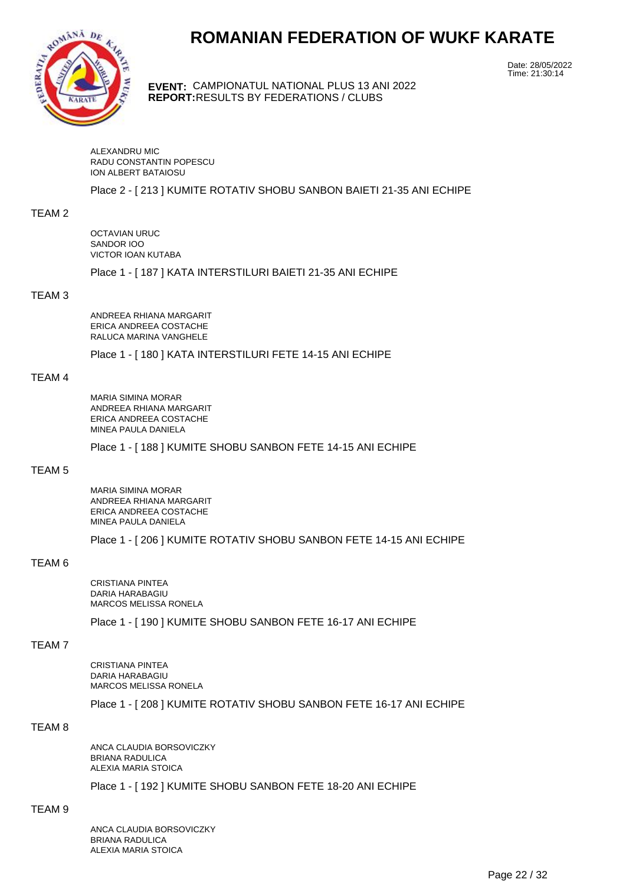ALEXANDRU MIC
RADU CONSTANTIN POPESCU
ION ALBERT BATAIOSU

Place 2 - [ 213 ] KUMITE ROTATIV SHOBU SANBON BAIETI 21-35 ANI ECHIPE

TEAM 2

OCTAVIAN URUC
SANDOR IOO
VICTOR IOAN KUTABA

Place 1 - [ 187 ] KATA INTERSTILURI BAIETI 21-35 ANI ECHIPE

TEAM 3

ANDREEA RHIANA MARGARIT
ERICA ANDREEA COSTACHE
RALUCA MARINA VANGHELE

Place 1 - [ 180 ] KATA INTERSTILURI FETE 14-15 ANI ECHIPE

TEAM 4

MARIA SIMINA MORAR
ANDREEA RHIANA MARGARIT
ERICA ANDREEA COSTACHE
MINEA PAULA DANIELA

Place 1 - [ 188 ] KUMITE SHOBU SANBON FETE 14-15 ANI ECHIPE

TEAM 5

MARIA SIMINA MORAR
ANDREEA RHIANA MARGARIT
ERICA ANDREEA COSTACHE
MINEA PAULA DANIELA

Place 1 - [ 206 ] KUMITE ROTATIV SHOBU SANBON FETE 14-15 ANI ECHIPE

TEAM 6

CRISTIANA PINTEA
DARIA HARABAGIU
MARCOS MELISSA RONELA

Place 1 - [ 190 ] KUMITE SHOBU SANBON FETE 16-17 ANI ECHIPE

TEAM 7

CRISTIANA PINTEA
DARIA HARABAGIU
MARCOS MELISSA RONELA

Place 1 - [ 208 ] KUMITE ROTATIV SHOBU SANBON FETE 16-17 ANI ECHIPE

TEAM 8

ANCA CLAUDIA BORSOVICZKY
BRIANA RADULICA
ALEXIA MARIA STOICA

Place 1 - [ 192 ] KUMITE SHOBU SANBON FETE 18-20 ANI ECHIPE

TEAM 9

ANCA CLAUDIA BORSOVICZKY
BRIANA RADULICA
ALEXIA MARIA STOICA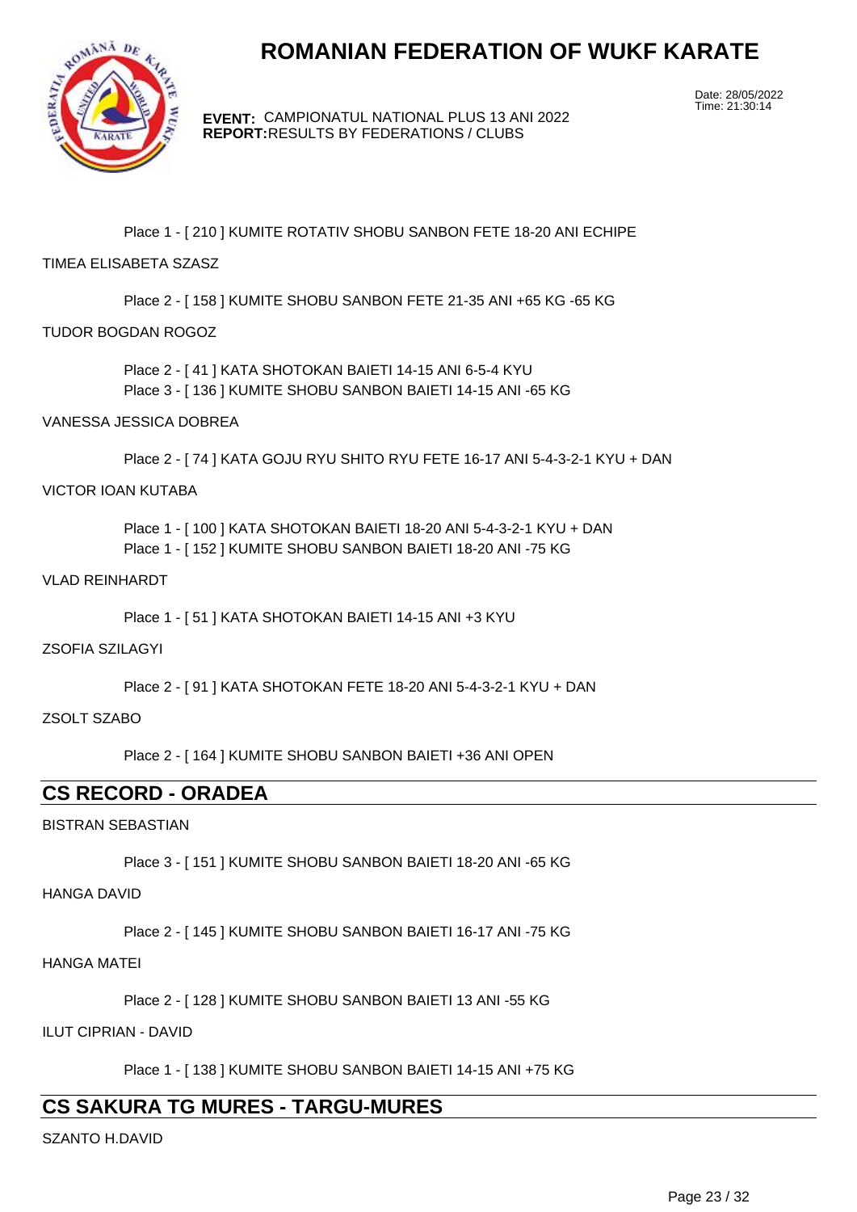Place 1 - [ 210 ] KUMITE ROTATIV SHOBU SANBON FETE 18-20 ANI ECHIPE

TIMEA ELISABETA SZASZ

Place 2 - [ 158 ] KUMITE SHOBU SANBON FETE 21-35 ANI +65 KG -65 KG

TUDOR BOGDAN ROGOZ

Place 2 - [ 41 ] KATA SHOTOKAN BAIETI 14-15 ANI 6-5-4 KYU
Place 3 - [ 136 ] KUMITE SHOBU SANBON BAIETI 14-15 ANI -65 KG

VANESSA JESSICA DOBREA

Place 2 - [ 74 ] KATA GOJU RYU SHITO RYU FETE 16-17 ANI 5-4-3-2-1 KYU + DAN

VICTOR IOAN KUTABA

Place 1 - [ 100 ] KATA SHOTOKAN BAIETI 18-20 ANI 5-4-3-2-1 KYU + DAN
Place 1 - [ 152 ] KUMITE SHOBU SANBON BAIETI 18-20 ANI -75 KG

VLAD REINHARDT

Place 1 - [ 51 ] KATA SHOTOKAN BAIETI 14-15 ANI +3 KYU

ZSOFIA SZILAGYI

Place 2 - [ 91 ] KATA SHOTOKAN FETE 18-20 ANI 5-4-3-2-1 KYU + DAN

ZSOLT SZABO

Place 2 - [ 164 ] KUMITE SHOBU SANBON BAIETI +36 ANI OPEN

## CS RECORD - ORADEA

BISTRAN SEBASTIAN

Place 3 - [ 151 ] KUMITE SHOBU SANBON BAIETI 18-20 ANI -65 KG

HANGA DAVID

Place 2 - [ 145 ] KUMITE SHOBU SANBON BAIETI 16-17 ANI -75 KG

HANGA MATEI

Place 2 - [ 128 ] KUMITE SHOBU SANBON BAIETI 13 ANI -55 KG

ILUT CIPRIAN - DAVID

Place 1 - [ 138 ] KUMITE SHOBU SANBON BAIETI 14-15 ANI +75 KG

## CS SAKURA TG MURES - TARGU-MURES

SZANTO H.DAVID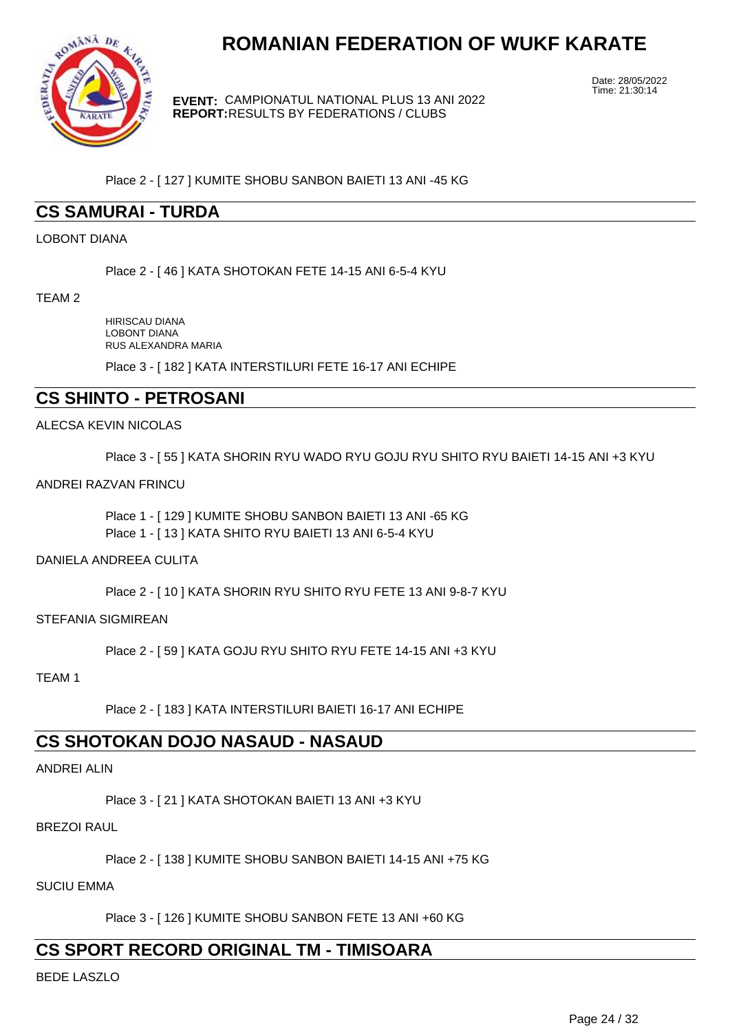Place 2 - [ 127 ] KUMITE SHOBU SANBON BAIETI 13 ANI -45 KG

## CS SAMURAI - TURDA

LOBONT DIANA

Place 2 - [ 46 ] KATA SHOTOKAN FETE 14-15 ANI 6-5-4 KYU

TEAM 2

HIRISCAU DIANA
LOBONT DIANA
RUS ALEXANDRA MARIA

Place 3 - [ 182 ] KATA INTERSTILURI FETE 16-17 ANI ECHIPE

## CS SHINTO - PETROSANI

ALECSA KEVIN NICOLAS

Place 3 - [ 55 ] KATA SHORIN RYU WADO RYU GOJU RYU SHITO RYU BAIETI 14-15 ANI +3 KYU

ANDREI RAZVAN FRINCU

Place 1 - [ 129 ] KUMITE SHOBU SANBON BAIETI 13 ANI -65 KG
Place 1 - [ 13 ] KATA SHITO RYU BAIETI 13 ANI 6-5-4 KYU

DANIELA ANDREEA CULITA

Place 2 - [ 10 ] KATA SHORIN RYU SHITO RYU FETE 13 ANI 9-8-7 KYU

STEFANIA SIGMIREAN

Place 2 - [ 59 ] KATA GOJU RYU SHITO RYU FETE 14-15 ANI +3 KYU

TEAM 1

Place 2 - [ 183 ] KATA INTERSTILURI BAIETI 16-17 ANI ECHIPE

## CS SHOTOKAN DOJO NASAUD - NASAUD

ANDREI ALIN

Place 3 - [ 21 ] KATA SHOTOKAN BAIETI 13 ANI +3 KYU

BREZOI RAUL

Place 2 - [ 138 ] KUMITE SHOBU SANBON BAIETI 14-15 ANI +75 KG

SUCIU EMMA

Place 3 - [ 126 ] KUMITE SHOBU SANBON FETE 13 ANI +60 KG

## CS SPORT RECORD ORIGINAL TM - TIMISOARA

BEDE LASZLO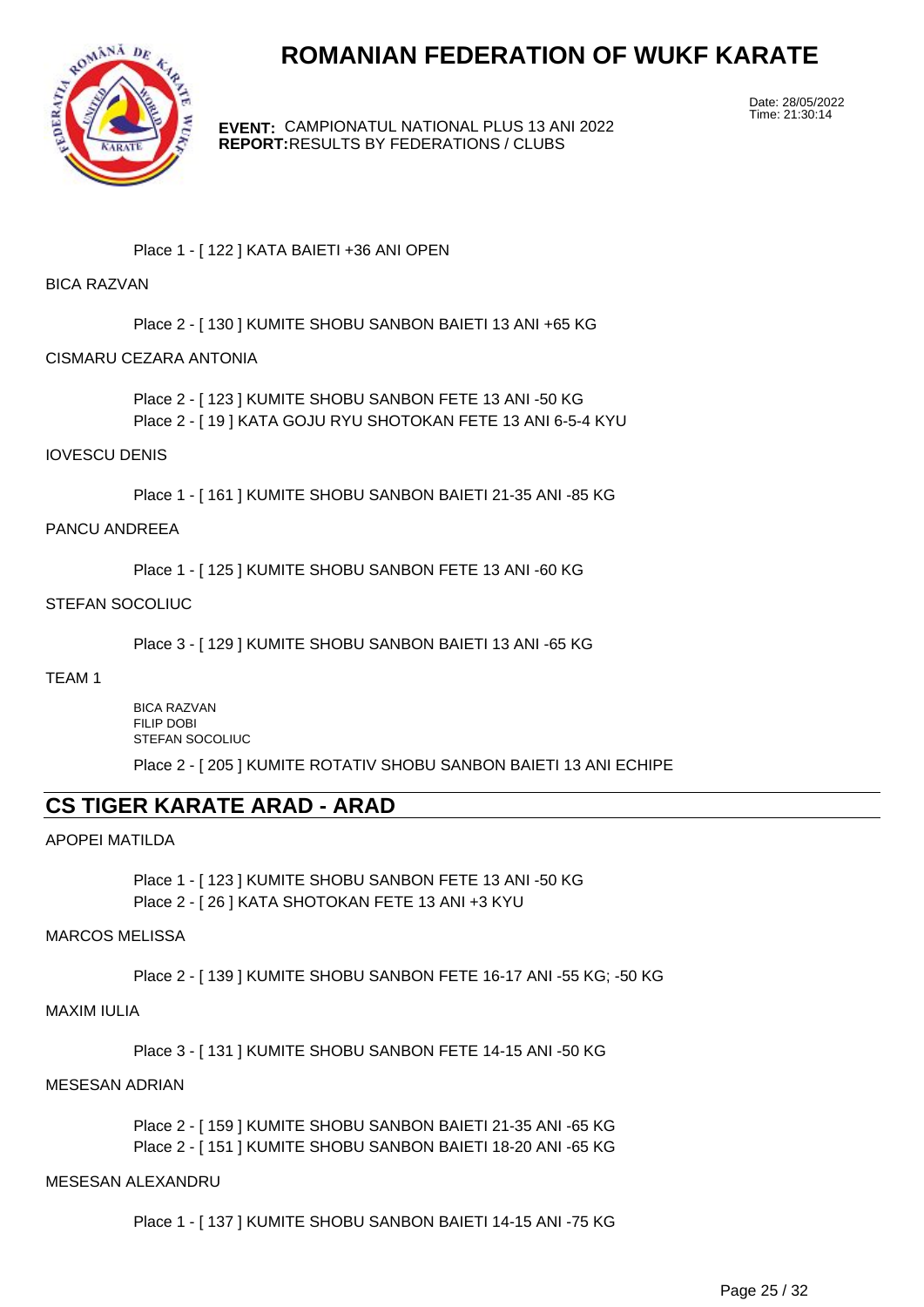Place 1 - [ 122 ] KATA BAIETI +36 ANI OPEN

BICA RAZVAN

Place 2 - [ 130 ] KUMITE SHOBU SANBON BAIETI 13 ANI +65 KG

CISMARU CEZARA ANTONIA

Place 2 - [ 123 ] KUMITE SHOBU SANBON FETE 13 ANI -50 KG
Place 2 - [ 19 ] KATA GOJU RYU SHOTOKAN FETE 13 ANI 6-5-4 KYU

IOVESCU DENIS

Place 1 - [ 161 ] KUMITE SHOBU SANBON BAIETI 21-35 ANI -85 KG

PANCU ANDREEA

Place 1 - [ 125 ] KUMITE SHOBU SANBON FETE 13 ANI -60 KG

STEFAN SOCOLIUC

Place 3 - [ 129 ] KUMITE SHOBU SANBON BAIETI 13 ANI -65 KG

TEAM 1

BICA RAZVAN
FILIP DOBI
STEFAN SOCOLIUC

Place 2 - [ 205 ] KUMITE ROTATIV SHOBU SANBON BAIETI 13 ANI ECHIPE

## CS TIGER KARATE ARAD - ARAD

APOPEI MATILDA

Place 1 - [ 123 ] KUMITE SHOBU SANBON FETE 13 ANI -50 KG
Place 2 - [ 26 ] KATA SHOTOKAN FETE 13 ANI +3 KYU

MARCOS MELISSA

Place 2 - [ 139 ] KUMITE SHOBU SANBON FETE 16-17 ANI -55 KG; -50 KG

MAXIM IULIA

Place 3 - [ 131 ] KUMITE SHOBU SANBON FETE 14-15 ANI -50 KG

MESESAN ADRIAN

Place 2 - [ 159 ] KUMITE SHOBU SANBON BAIETI 21-35 ANI -65 KG
Place 2 - [ 151 ] KUMITE SHOBU SANBON BAIETI 18-20 ANI -65 KG

MESESAN ALEXANDRU

Place 1 - [ 137 ] KUMITE SHOBU SANBON BAIETI 14-15 ANI -75 KG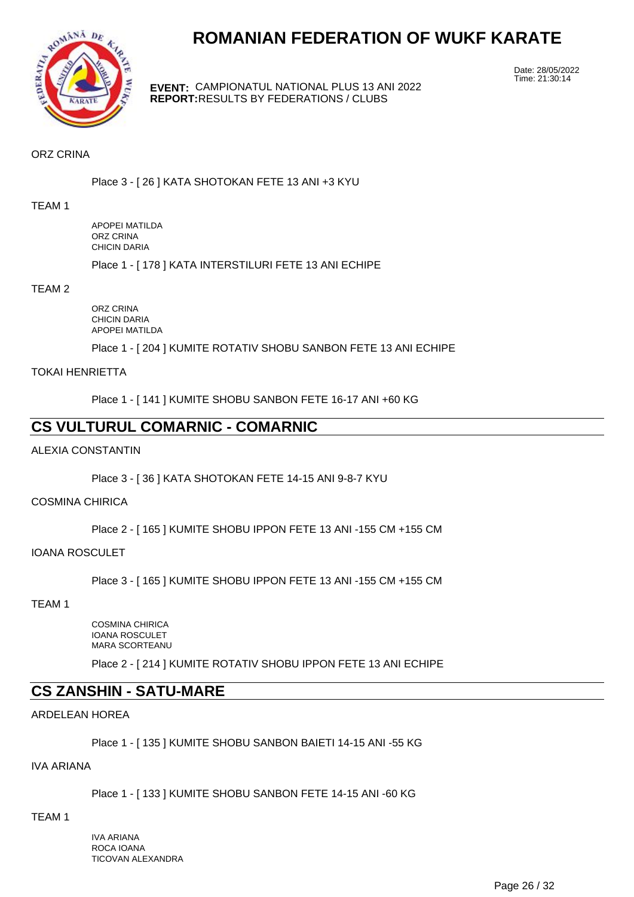# ROMANIAN FEDERATION OF WUKF KARATE

Date: 28/05/2022
Time: 21:30:14

**EVENT:** CAMPIONATUL NATIONAL PLUS 13 ANI 2022
**REPORT:** RESULTS BY FEDERATIONS / CLUBS

ORZ CRINA

Place 3 - [ 26 ] KATA SHOTOKAN FETE 13 ANI +3 KYU

TEAM 1

APOPEI MATILDA
ORZ CRINA
CHICIN DARIA

Place 1 - [ 178 ] KATA INTERSTILURI FETE 13 ANI ECHIPE

TEAM 2

ORZ CRINA
CHICIN DARIA
APOPEI MATILDA

Place 1 - [ 204 ] KUMITE ROTATIV SHOBU SANBON FETE 13 ANI ECHIPE

TOKAI HENRIETTA

Place 1 - [ 141 ] KUMITE SHOBU SANBON FETE 16-17 ANI +60 KG

## CS VULTURUL COMARNIC - COMARNIC

ALEXIA CONSTANTIN

Place 3 - [ 36 ] KATA SHOTOKAN FETE 14-15 ANI 9-8-7 KYU

COSMINA CHIRICA

Place 2 - [ 165 ] KUMITE SHOBU IPPON FETE 13 ANI -155 CM +155 CM

IOANA ROSCULET

Place 3 - [ 165 ] KUMITE SHOBU IPPON FETE 13 ANI -155 CM +155 CM

TEAM 1

COSMINA CHIRICA
IOANA ROSCULET
MARA SCORTEANU

Place 2 - [ 214 ] KUMITE ROTATIV SHOBU IPPON FETE 13 ANI ECHIPE

## CS ZANSHIN - SATU-MARE

ARDELEAN HOREA

Place 1 - [ 135 ] KUMITE SHOBU SANBON BAIETI 14-15 ANI -55 KG

IVA ARIANA

Place 1 - [ 133 ] KUMITE SHOBU SANBON FETE 14-15 ANI -60 KG

TEAM 1

IVA ARIANA
ROCA IOANA
TICOVAN ALEXANDRA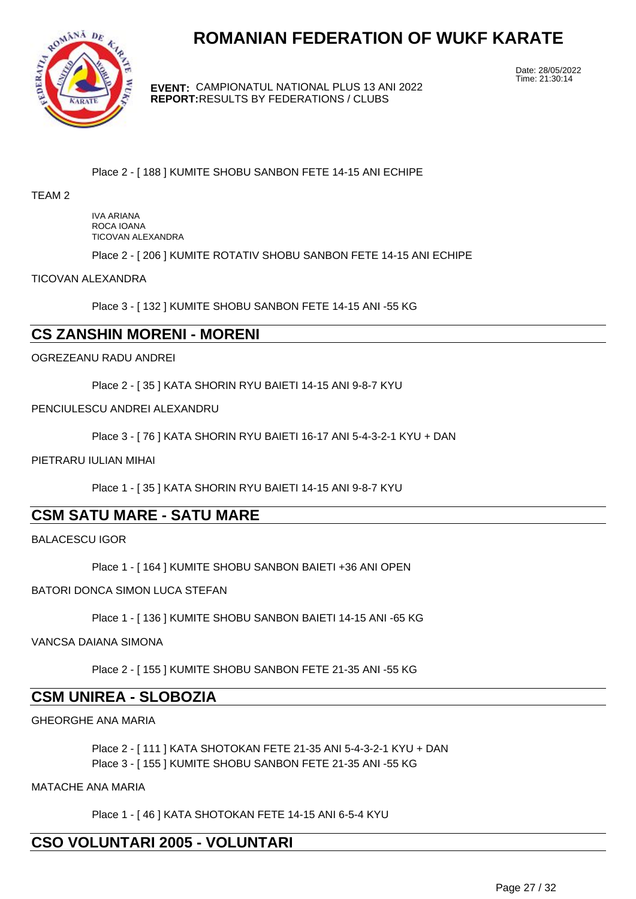Place 2 - [ 188 ] KUMITE SHOBU SANBON FETE 14-15 ANI ECHIPE

TEAM 2

IVA ARIANA
ROCA IOANA
TICOVAN ALEXANDRA

Place 2 - [ 206 ] KUMITE ROTATIV SHOBU SANBON FETE 14-15 ANI ECHIPE

TICOVAN ALEXANDRA

Place 3 - [ 132 ] KUMITE SHOBU SANBON FETE 14-15 ANI -55 KG

## CS ZANSHIN MORENI - MORENI

OGREZEANU RADU ANDREI

Place 2 - [ 35 ] KATA SHORIN RYU BAIETI 14-15 ANI 9-8-7 KYU

PENCIULESCU ANDREI ALEXANDRU

Place 3 - [ 76 ] KATA SHORIN RYU BAIETI 16-17 ANI 5-4-3-2-1 KYU + DAN

PIETRARU IULIAN MIHAI

Place 1 - [ 35 ] KATA SHORIN RYU BAIETI 14-15 ANI 9-8-7 KYU

## CSM SATU MARE - SATU MARE

BALACESCU IGOR

Place 1 - [ 164 ] KUMITE SHOBU SANBON BAIETI +36 ANI OPEN

BATORI DONCA SIMON LUCA STEFAN

Place 1 - [ 136 ] KUMITE SHOBU SANBON BAIETI 14-15 ANI -65 KG

VANCSA DAIANA SIMONA

Place 2 - [ 155 ] KUMITE SHOBU SANBON FETE 21-35 ANI -55 KG

## CSM UNIREA - SLOBOZIA

GHEORGHE ANA MARIA

Place 2 - [ 111 ] KATA SHOTOKAN FETE 21-35 ANI 5-4-3-2-1 KYU + DAN
Place 3 - [ 155 ] KUMITE SHOBU SANBON FETE 21-35 ANI -55 KG

MATACHE ANA MARIA

Place 1 - [ 46 ] KATA SHOTOKAN FETE 14-15 ANI 6-5-4 KYU

## CSO VOLUNTARI 2005 - VOLUNTARI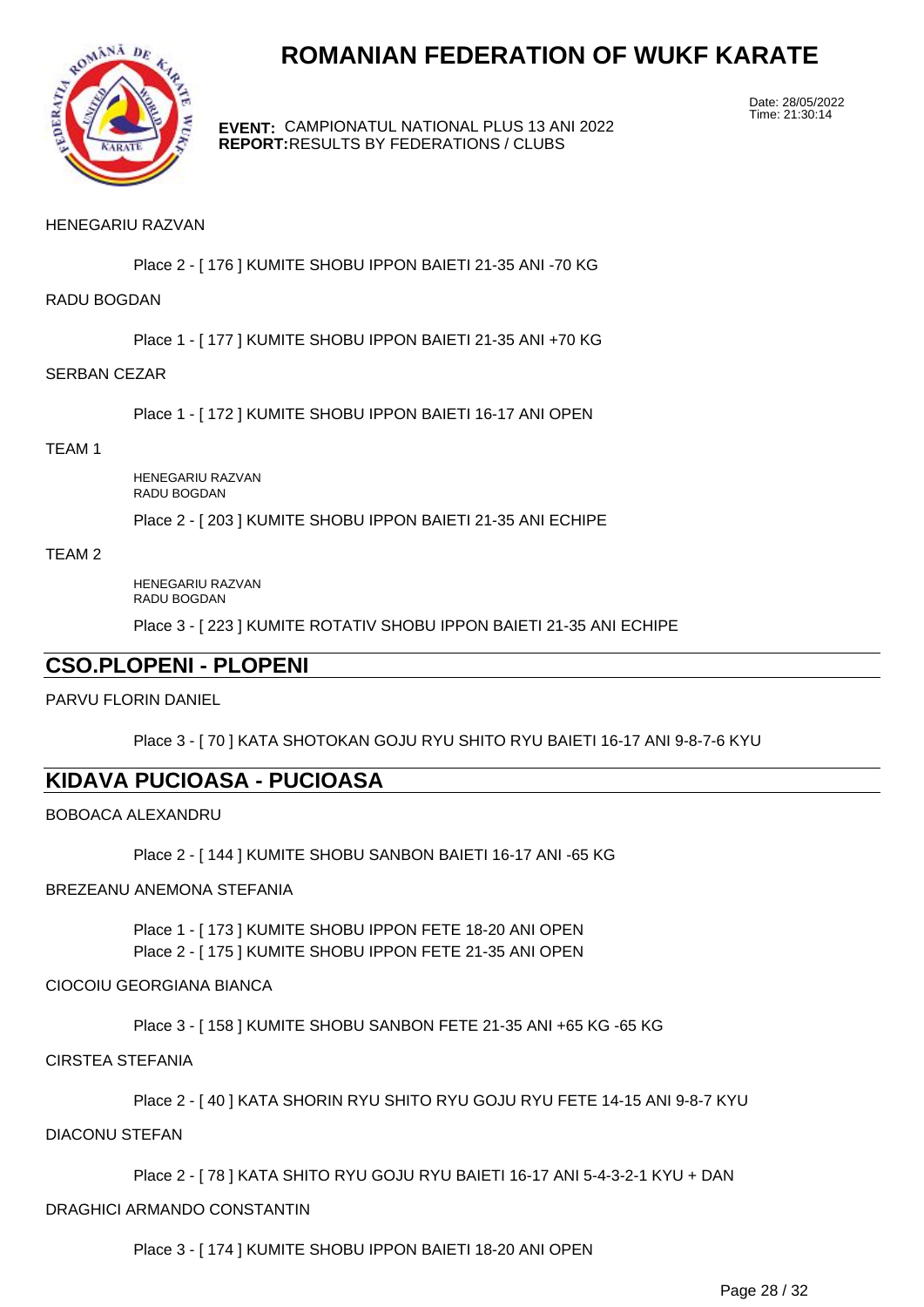# ROMANIAN FEDERATION OF WUKF KARATE

**EVENT:** CAMPIONATUL NATIONAL PLUS 13 ANI 2022
**REPORT:** RESULTS BY FEDERATIONS / CLUBS

Date: 28/05/2022
Time: 21:30:14

HENEGARIU RAZVAN

Place 2 - [ 176 ] KUMITE SHOBU IPPON BAIETI 21-35 ANI -70 KG

RADU BOGDAN

Place 1 - [ 177 ] KUMITE SHOBU IPPON BAIETI 21-35 ANI +70 KG

SERBAN CEZAR

Place 1 - [ 172 ] KUMITE SHOBU IPPON BAIETI 16-17 ANI OPEN

TEAM 1

HENEGARIU RAZVAN
RADU BOGDAN

Place 2 - [ 203 ] KUMITE SHOBU IPPON BAIETI 21-35 ANI ECHIPE

TEAM 2

HENEGARIU RAZVAN
RADU BOGDAN

Place 3 - [ 223 ] KUMITE ROTATIV SHOBU IPPON BAIETI 21-35 ANI ECHIPE

## CSO.PLOPENI - PLOPENI

PARVU FLORIN DANIEL

Place 3 - [ 70 ] KATA SHOTOKAN GOJU RYU SHITO RYU BAIETI 16-17 ANI 9-8-7-6 KYU

## KIDAVA PUCIOASA - PUCIOASA

BOBOACA ALEXANDRU

Place 2 - [ 144 ] KUMITE SHOBU SANBON BAIETI 16-17 ANI -65 KG

BREZEANU ANEMONA STEFANIA

Place 1 - [ 173 ] KUMITE SHOBU IPPON FETE 18-20 ANI OPEN
Place 2 - [ 175 ] KUMITE SHOBU IPPON FETE 21-35 ANI OPEN

CIOCOIU GEORGIANA BIANCA

Place 3 - [ 158 ] KUMITE SHOBU SANBON FETE 21-35 ANI +65 KG -65 KG

CIRSTEA STEFANIA

Place 2 - [ 40 ] KATA SHORIN RYU SHITO RYU GOJU RYU FETE 14-15 ANI 9-8-7 KYU

DIACONU STEFAN

Place 2 - [ 78 ] KATA SHITO RYU GOJU RYU BAIETI 16-17 ANI 5-4-3-2-1 KYU + DAN

DRAGHICI ARMANDO CONSTANTIN

Place 3 - [ 174 ] KUMITE SHOBU IPPON BAIETI 18-20 ANI OPEN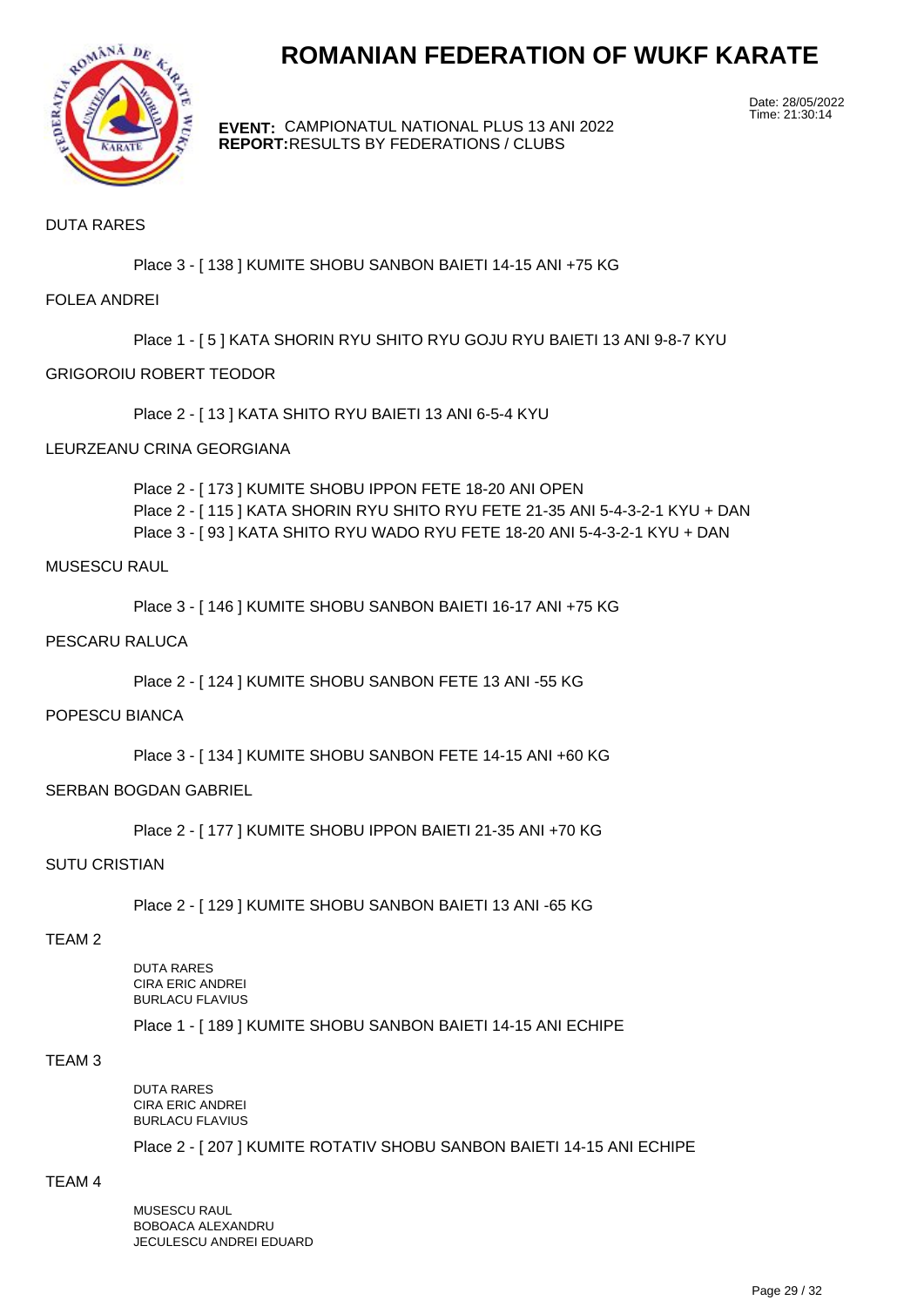# ROMANIAN FEDERATION OF WUKF KARATE

**EVENT:** CAMPIONATUL NATIONAL PLUS 13 ANI 2022
**REPORT:** RESULTS BY FEDERATIONS / CLUBS

Date: 28/05/2022
Time: 21:30:14

DUTA RARES

Place 3 - [ 138 ] KUMITE SHOBU SANBON BAIETI 14-15 ANI +75 KG

FOLEA ANDREI

Place 1 - [ 5 ] KATA SHORIN RYU SHITO RYU GOJU RYU BAIETI 13 ANI 9-8-7 KYU

GRIGOROIU ROBERT TEODOR

Place 2 - [ 13 ] KATA SHITO RYU BAIETI 13 ANI 6-5-4 KYU

LEURZEANU CRINA GEORGIANA

Place 2 - [ 173 ] KUMITE SHOBU IPPON FETE 18-20 ANI OPEN
Place 2 - [ 115 ] KATA SHORIN RYU SHITO RYU FETE 21-35 ANI 5-4-3-2-1 KYU + DAN
Place 3 - [ 93 ] KATA SHITO RYU WADO RYU FETE 18-20 ANI 5-4-3-2-1 KYU + DAN

MUSESCU RAUL

Place 3 - [ 146 ] KUMITE SHOBU SANBON BAIETI 16-17 ANI +75 KG

PESCARU RALUCA

Place 2 - [ 124 ] KUMITE SHOBU SANBON FETE 13 ANI -55 KG

POPESCU BIANCA

Place 3 - [ 134 ] KUMITE SHOBU SANBON FETE 14-15 ANI +60 KG

SERBAN BOGDAN GABRIEL

Place 2 - [ 177 ] KUMITE SHOBU IPPON BAIETI 21-35 ANI +70 KG

SUTU CRISTIAN

Place 2 - [ 129 ] KUMITE SHOBU SANBON BAIETI 13 ANI -65 KG

TEAM 2

DUTA RARES
CIRA ERIC ANDREI
BURLACU FLAVIUS

Place 1 - [ 189 ] KUMITE SHOBU SANBON BAIETI 14-15 ANI ECHIPE

TEAM 3

DUTA RARES
CIRA ERIC ANDREI
BURLACU FLAVIUS

Place 2 - [ 207 ] KUMITE ROTATIV SHOBU SANBON BAIETI 14-15 ANI ECHIPE

TEAM 4

MUSESCU RAUL
BOBOACA ALEXANDRU
JECULESCU ANDREI EDUARD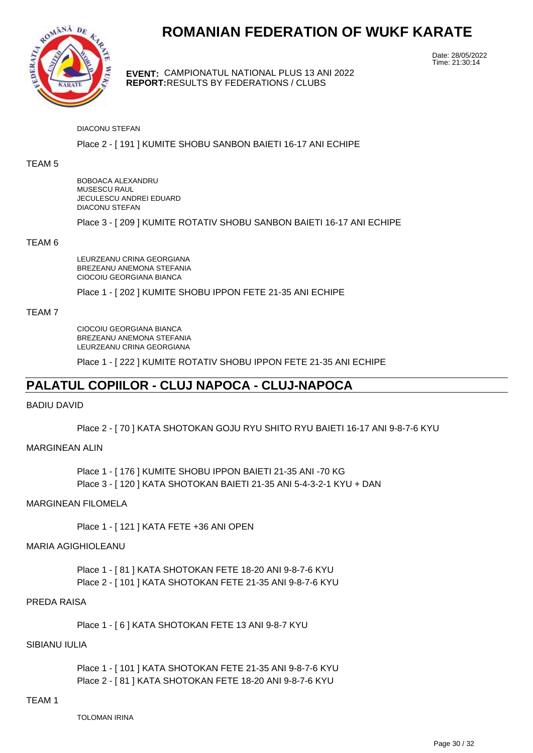# ROMANIAN FEDERATION OF WUKF KARATE

Date: 28/05/2022
Time: 21:30:14

**EVENT:** CAMPIONATUL NATIONAL PLUS 13 ANI 2022
**REPORT:** RESULTS BY FEDERATIONS / CLUBS

DIACONU STEFAN

Place 2 - [ 191 ] KUMITE SHOBU SANBON BAIETI 16-17 ANI ECHIPE

TEAM 5

BOBOACA ALEXANDRU
MUSESCU RAUL
JECULESCU ANDREI EDUARD
DIACONU STEFAN

Place 3 - [ 209 ] KUMITE ROTATIV SHOBU SANBON BAIETI 16-17 ANI ECHIPE

TEAM 6

LEURZEANU CRINA GEORGIANA
BREZEANU ANEMONA STEFANIA
CIOCOIU GEORGIANA BIANCA

Place 1 - [ 202 ] KUMITE SHOBU IPPON FETE 21-35 ANI ECHIPE

TEAM 7

CIOCOIU GEORGIANA BIANCA
BREZEANU ANEMONA STEFANIA
LEURZEANU CRINA GEORGIANA

Place 1 - [ 222 ] KUMITE ROTATIV SHOBU IPPON FETE 21-35 ANI ECHIPE

## PALATUL COPIILOR - CLUJ NAPOCA - CLUJ-NAPOCA

BADIU DAVID

Place 2 - [ 70 ] KATA SHOTOKAN GOJU RYU SHITO RYU BAIETI 16-17 ANI 9-8-7-6 KYU

MARGINEAN ALIN

Place 1 - [ 176 ] KUMITE SHOBU IPPON BAIETI 21-35 ANI -70 KG
Place 3 - [ 120 ] KATA SHOTOKAN BAIETI 21-35 ANI 5-4-3-2-1 KYU + DAN

MARGINEAN FILOMELA

Place 1 - [ 121 ] KATA FETE +36 ANI OPEN

MARIA AGIGHIOLEANU

Place 1 - [ 81 ] KATA SHOTOKAN FETE 18-20 ANI 9-8-7-6 KYU
Place 2 - [ 101 ] KATA SHOTOKAN FETE 21-35 ANI 9-8-7-6 KYU

PREDA RAISA

Place 1 - [ 6 ] KATA SHOTOKAN FETE 13 ANI 9-8-7 KYU

SIBIANU IULIA

Place 1 - [ 101 ] KATA SHOTOKAN FETE 21-35 ANI 9-8-7-6 KYU
Place 2 - [ 81 ] KATA SHOTOKAN FETE 18-20 ANI 9-8-7-6 KYU

TEAM 1

TOLOMAN IRINA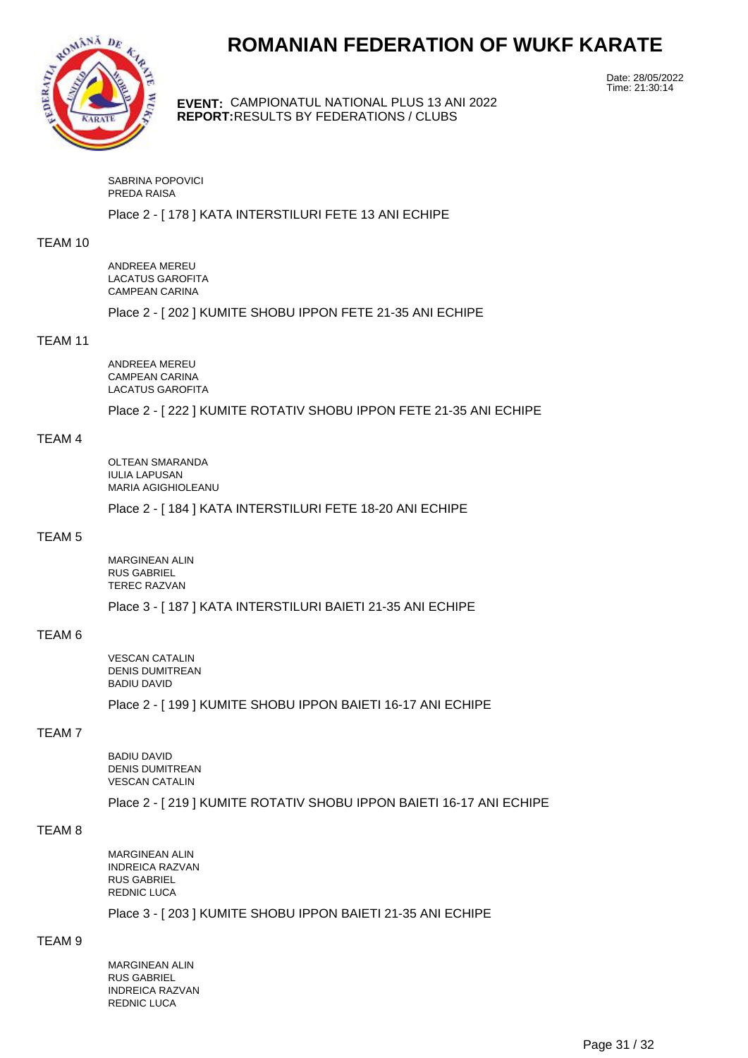# ROMANIAN FEDERATION OF WUKF KARATE

Date: 28/05/2022
Time: 21:30:14

**EVENT:** CAMPIONATUL NATIONAL PLUS 13 ANI 2022
**REPORT:** RESULTS BY FEDERATIONS / CLUBS

SABRINA POPOVICI
PREDA RAISA

Place 2 - [ 178 ] KATA INTERSTILURI FETE 13 ANI ECHIPE

TEAM 10

ANDREEA MEREU
LACATUS GAROFITA
CAMPEAN CARINA

Place 2 - [ 202 ] KUMITE SHOBU IPPON FETE 21-35 ANI ECHIPE

TEAM 11

ANDREEA MEREU
CAMPEAN CARINA
LACATUS GAROFITA

Place 2 - [ 222 ] KUMITE ROTATIV SHOBU IPPON FETE 21-35 ANI ECHIPE

TEAM 4

OLTEAN SMARANDA
IULIA LAPUSAN
MARIA AGIGHIOLEANU

Place 2 - [ 184 ] KATA INTERSTILURI FETE 18-20 ANI ECHIPE

TEAM 5

MARGINEAN ALIN
RUS GABRIEL
TEREC RAZVAN

Place 3 - [ 187 ] KATA INTERSTILURI BAIETI 21-35 ANI ECHIPE

TEAM 6

VESCAN CATALIN
DENIS DUMITREAN
BADIU DAVID

Place 2 - [ 199 ] KUMITE SHOBU IPPON BAIETI 16-17 ANI ECHIPE

TEAM 7

BADIU DAVID
DENIS DUMITREAN
VESCAN CATALIN

Place 2 - [ 219 ] KUMITE ROTATIV SHOBU IPPON BAIETI 16-17 ANI ECHIPE

TEAM 8

MARGINEAN ALIN
INDREICA RAZVAN
RUS GABRIEL
REDNIC LUCA

Place 3 - [ 203 ] KUMITE SHOBU IPPON BAIETI 21-35 ANI ECHIPE

TEAM 9

MARGINEAN ALIN
RUS GABRIEL
INDREICA RAZVAN
REDNIC LUCA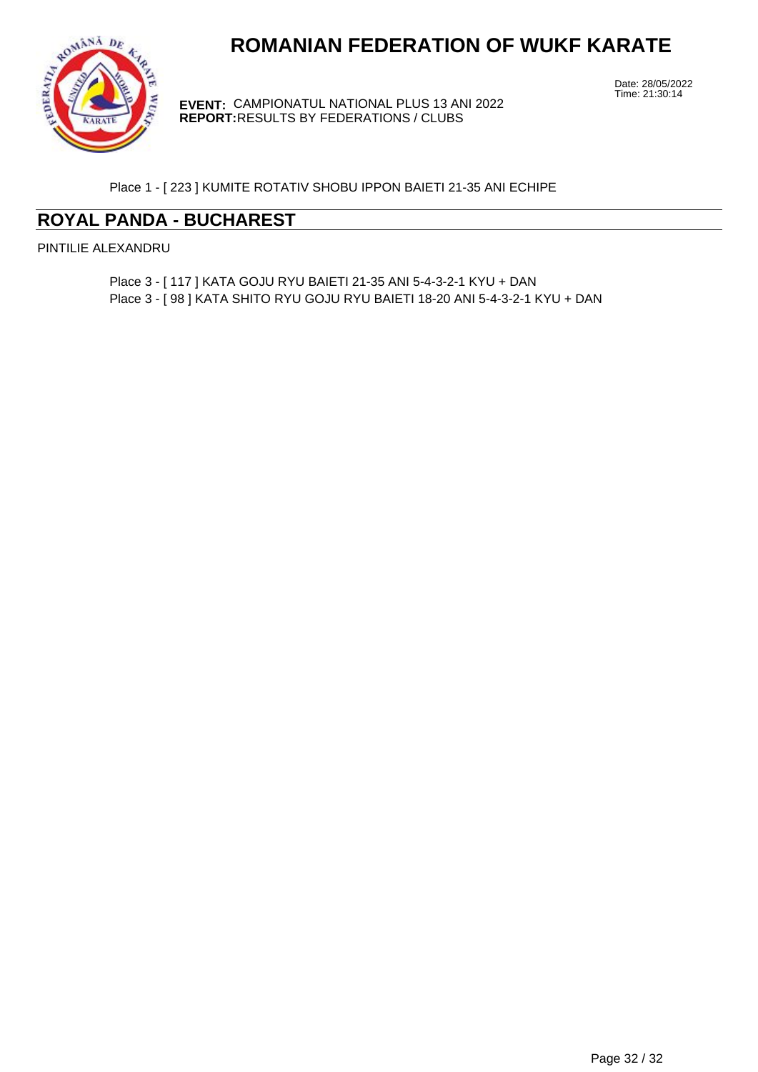Place 1 - [ 223 ] KUMITE ROTATIV SHOBU IPPON BAIETI 21-35 ANI ECHIPE

## ROYAL PANDA - BUCHAREST

PINTILIE ALEXANDRU

Place 3 - [ 117 ] KATA GOJU RYU BAIETI 21-35 ANI 5-4-3-2-1 KYU + DAN
Place 3 - [ 98 ] KATA SHITO RYU GOJU RYU BAIETI 18-20 ANI 5-4-3-2-1 KYU + DAN